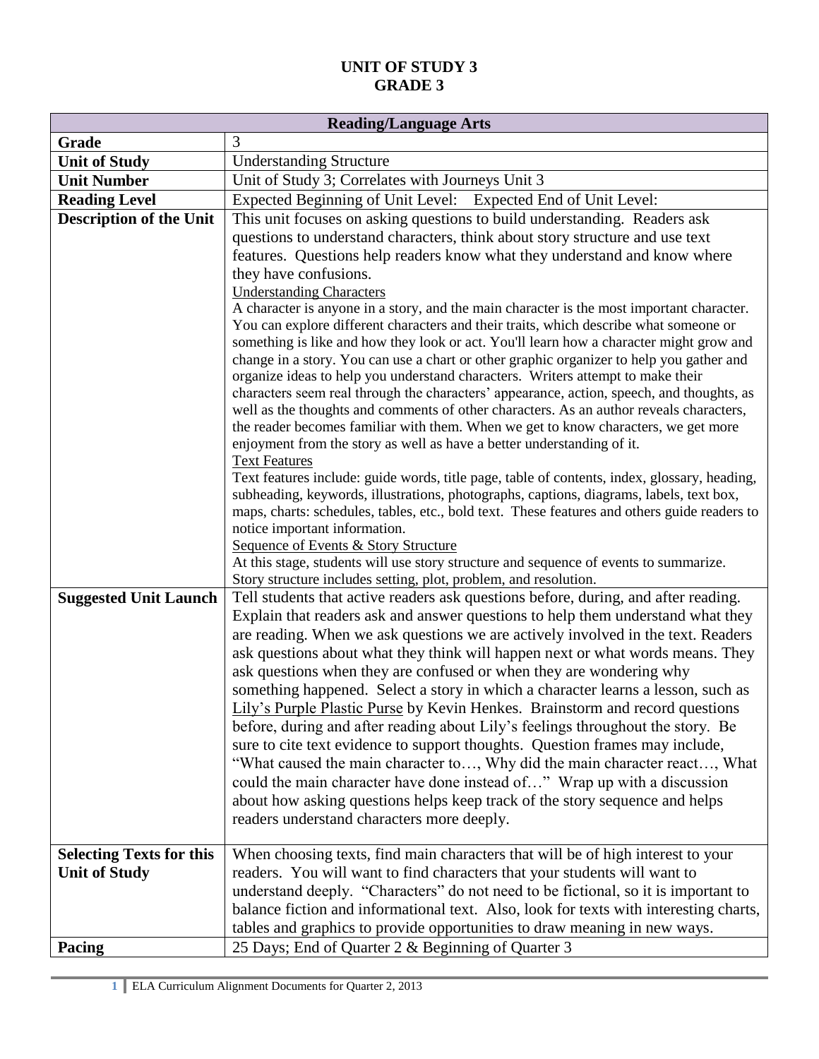# UNIT OF STUDY 3
# GRADE 3

| Reading/Language Arts | |
|---|---|
| **Grade** | 3 |
| **Unit of Study** | Understanding Structure |
| **Unit Number** | Unit of Study 3; Correlates with Journeys Unit 3 |
| **Reading Level** | Expected Beginning of Unit Level: Expected End of Unit Level: |
| **Description of the Unit** | This unit focuses on asking questions to build understanding. Readers ask questions to understand characters, think about story structure and use text features. Questions help readers know what they understand and know where they have confusions.<br><u>Understanding Characters</u><br>A character is anyone in a story, and the main character is the most important character. You can explore different characters and their traits, which describe what someone or something is like and how they look or act. You'll learn how a character might grow and change in a story. You can use a chart or other graphic organizer to help you gather and organize ideas to help you understand characters. Writers attempt to make their characters seem real through the characters' appearance, action, speech, and thoughts, as well as the thoughts and comments of other characters. As an author reveals characters, the reader becomes familiar with them. When we get to know characters, we get more enjoyment from the story as well as have a better understanding of it.<br><u>Text Features</u><br>Text features include: guide words, title page, table of contents, index, glossary, heading, subheading, keywords, illustrations, photographs, captions, diagrams, labels, text box, maps, charts: schedules, tables, etc., bold text. These features and others guide readers to notice important information.<br><u>Sequence of Events & Story Structure</u><br>At this stage, students will use story structure and sequence of events to summarize. Story structure includes setting, plot, problem, and resolution. |
| **Suggested Unit Launch** | Tell students that active readers ask questions before, during, and after reading. Explain that readers ask and answer questions to help them understand what they are reading. When we ask questions we are actively involved in the text. Readers ask questions about what they think will happen next or what words means. They ask questions when they are confused or when they are wondering why something happened. Select a story in which a character learns a lesson, such as <u>Lily's Purple Plastic Purse</u> by Kevin Henkes. Brainstorm and record questions before, during and after reading about Lily's feelings throughout the story. Be sure to cite text evidence to support thoughts. Question frames may include, "What caused the main character to…, Why did the main character react…, What could the main character have done instead of…" Wrap up with a discussion about how asking questions helps keep track of the story sequence and helps readers understand characters more deeply. |
| **Selecting Texts for this Unit of Study** | When choosing texts, find main characters that will be of high interest to your readers. You will want to find characters that your students will want to understand deeply. "Characters" do not need to be fictional, so it is important to balance fiction and informational text. Also, look for texts with interesting charts, tables and graphics to provide opportunities to draw meaning in new ways. |
| **Pacing** | 25 Days; End of Quarter 2 & Beginning of Quarter 3 |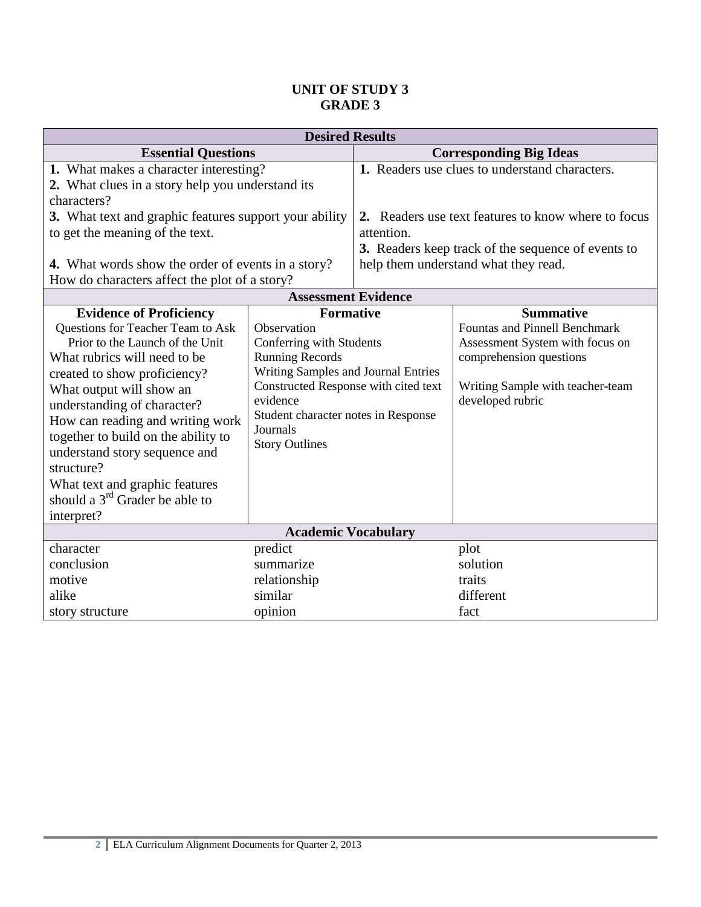# UNIT OF STUDY 3
# GRADE 3

| Desired Results | |
|---|---|
| **Essential Questions** | **Corresponding Big Ideas** |
| **1.** What makes a character interesting?<br>**2.** What clues in a story help you understand its characters?<br>**3.** What text and graphic features support your ability to get the meaning of the text.<br><br>**4.** What words show the order of events in a story? How do characters affect the plot of a story? | **1.** Readers use clues to understand characters.<br><br>**2.** Readers use text features to know where to focus attention.<br>**3.** Readers keep track of the sequence of events to help them understand what they read. |

| Assessment Evidence | | |
|---|---|---|
| **Evidence of Proficiency** | **Formative** | **Summative** |
| Questions for Teacher Team to Ask Prior to the Launch of the Unit<br>What rubrics will need to be created to show proficiency?<br>What output will show an understanding of character?<br>How can reading and writing work together to build on the ability to understand story sequence and structure?<br>What text and graphic features should a 3rd Grader be able to interpret? | Observation<br>Conferring with Students<br>Running Records<br>Writing Samples and Journal Entries<br>Constructed Response with cited text evidence<br>Student character notes in Response Journals<br>Story Outlines | Fountas and Pinnell Benchmark Assessment System with focus on comprehension questions<br><br>Writing Sample with teacher-team developed rubric |

| Academic Vocabulary | | |
|---|---|---|
| character | predict | plot |
| conclusion | summarize | solution |
| motive | relationship | traits |
| alike | similar | different |
| story structure | opinion | fact |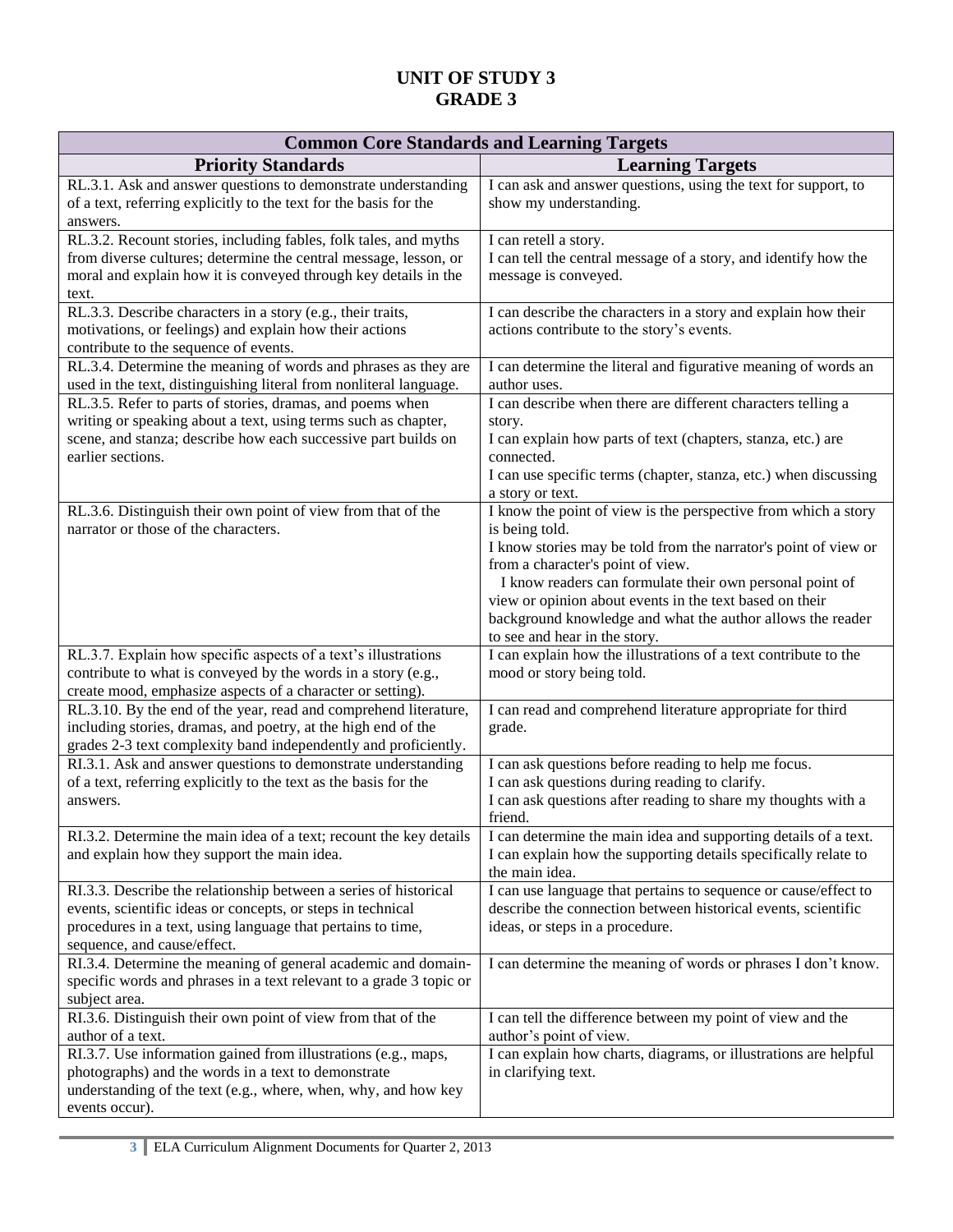# UNIT OF STUDY 3
# GRADE 3

| Common Core Standards and Learning Targets | |
|---|---|
| **Priority Standards** | **Learning Targets** |
| RL.3.1. Ask and answer questions to demonstrate understanding of a text, referring explicitly to the text for the basis for the answers. | I can ask and answer questions, using the text for support, to show my understanding. |
| RL.3.2. Recount stories, including fables, folk tales, and myths from diverse cultures; determine the central message, lesson, or moral and explain how it is conveyed through key details in the text. | I can retell a story.<br>I can tell the central message of a story, and identify how the message is conveyed. |
| RL.3.3. Describe characters in a story (e.g., their traits, motivations, or feelings) and explain how their actions contribute to the sequence of events. | I can describe the characters in a story and explain how their actions contribute to the story's events. |
| RL.3.4. Determine the meaning of words and phrases as they are used in the text, distinguishing literal from nonliteral language. | I can determine the literal and figurative meaning of words an author uses. |
| RL.3.5. Refer to parts of stories, dramas, and poems when writing or speaking about a text, using terms such as chapter, scene, and stanza; describe how each successive part builds on earlier sections. | I can describe when there are different characters telling a story.<br>I can explain how parts of text (chapters, stanza, etc.) are connected.<br>I can use specific terms (chapter, stanza, etc.) when discussing a story or text. |
| RL.3.6. Distinguish their own point of view from that of the narrator or those of the characters. | I know the point of view is the perspective from which a story is being told.<br>I know stories may be told from the narrator's point of view or from a character's point of view.<br>I know readers can formulate their own personal point of view or opinion about events in the text based on their background knowledge and what the author allows the reader to see and hear in the story. |
| RL.3.7. Explain how specific aspects of a text's illustrations contribute to what is conveyed by the words in a story (e.g., create mood, emphasize aspects of a character or setting). | I can explain how the illustrations of a text contribute to the mood or story being told. |
| RL.3.10. By the end of the year, read and comprehend literature, including stories, dramas, and poetry, at the high end of the grades 2-3 text complexity band independently and proficiently. | I can read and comprehend literature appropriate for third grade. |
| RI.3.1. Ask and answer questions to demonstrate understanding of a text, referring explicitly to the text as the basis for the answers. | I can ask questions before reading to help me focus.<br>I can ask questions during reading to clarify.<br>I can ask questions after reading to share my thoughts with a friend. |
| RI.3.2. Determine the main idea of a text; recount the key details and explain how they support the main idea. | I can determine the main idea and supporting details of a text.<br>I can explain how the supporting details specifically relate to the main idea. |
| RI.3.3. Describe the relationship between a series of historical events, scientific ideas or concepts, or steps in technical procedures in a text, using language that pertains to time, sequence, and cause/effect. | I can use language that pertains to sequence or cause/effect to describe the connection between historical events, scientific ideas, or steps in a procedure. |
| RI.3.4. Determine the meaning of general academic and domain-specific words and phrases in a text relevant to a grade 3 topic or subject area. | I can determine the meaning of words or phrases I don't know. |
| RI.3.6. Distinguish their own point of view from that of the author of a text. | I can tell the difference between my point of view and the author's point of view. |
| RI.3.7. Use information gained from illustrations (e.g., maps, photographs) and the words in a text to demonstrate understanding of the text (e.g., where, when, why, and how key events occur). | I can explain how charts, diagrams, or illustrations are helpful in clarifying text. |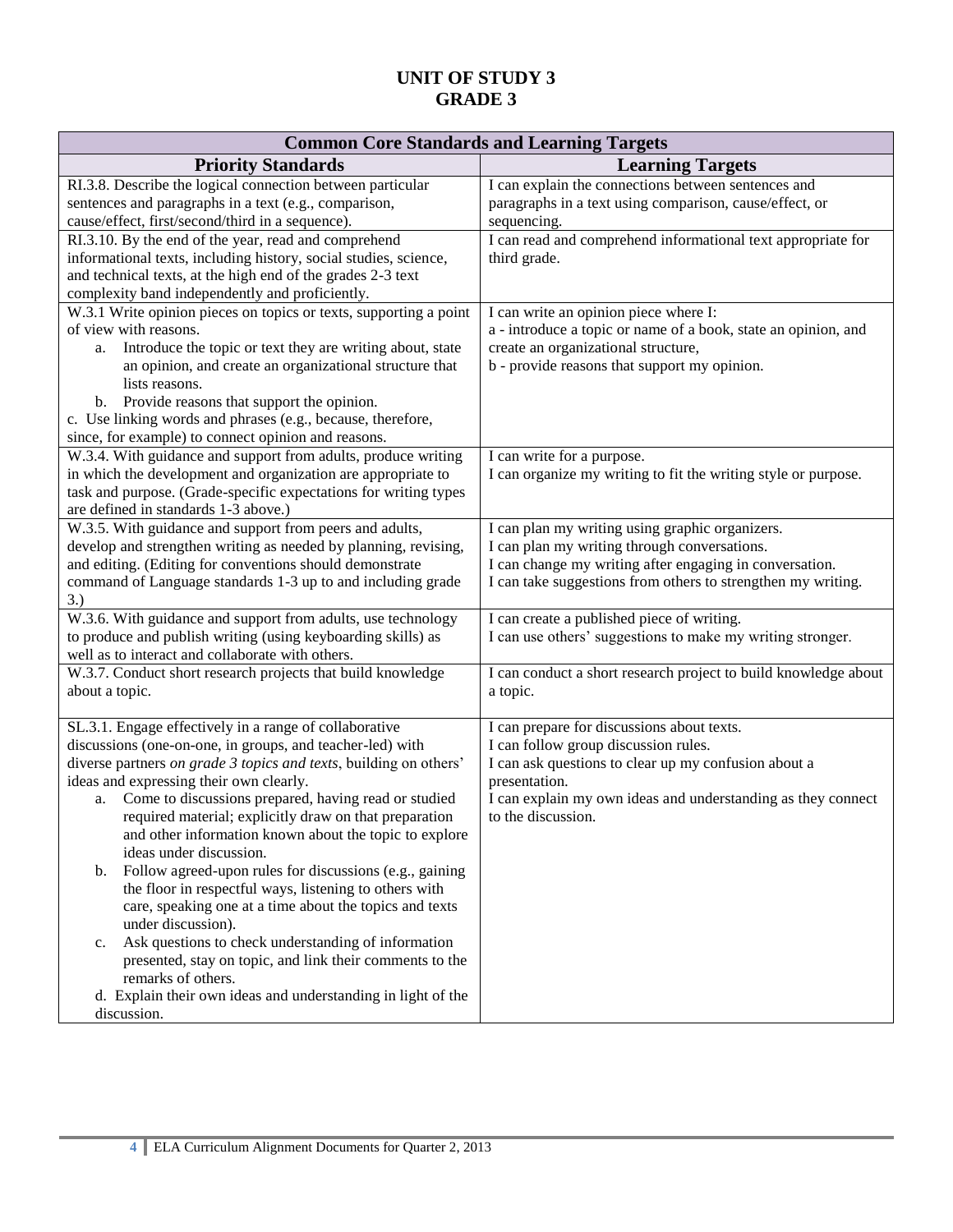# UNIT OF STUDY 3
# GRADE 3

| Common Core Standards and Learning Targets | |
|---|---|
| **Priority Standards** | **Learning Targets** |
| RI.3.8. Describe the logical connection between particular sentences and paragraphs in a text (e.g., comparison, cause/effect, first/second/third in a sequence). | I can explain the connections between sentences and paragraphs in a text using comparison, cause/effect, or sequencing. |
| RI.3.10. By the end of the year, read and comprehend informational texts, including history, social studies, science, and technical texts, at the high end of the grades 2-3 text complexity band independently and proficiently. | I can read and comprehend informational text appropriate for third grade. |
| W.3.1 Write opinion pieces on topics or texts, supporting a point of view with reasons.<br>a. Introduce the topic or text they are writing about, state an opinion, and create an organizational structure that lists reasons.<br>b. Provide reasons that support the opinion.<br>c. Use linking words and phrases (e.g., because, therefore, since, for example) to connect opinion and reasons. | I can write an opinion piece where I:<br>a - introduce a topic or name of a book, state an opinion, and create an organizational structure,<br>b - provide reasons that support my opinion. |
| W.3.4. With guidance and support from adults, produce writing in which the development and organization are appropriate to task and purpose. (Grade-specific expectations for writing types are defined in standards 1-3 above.) | I can write for a purpose.<br>I can organize my writing to fit the writing style or purpose. |
| W.3.5. With guidance and support from peers and adults, develop and strengthen writing as needed by planning, revising, and editing. (Editing for conventions should demonstrate command of Language standards 1-3 up to and including grade 3.) | I can plan my writing using graphic organizers.<br>I can plan my writing through conversations.<br>I can change my writing after engaging in conversation.<br>I can take suggestions from others to strengthen my writing. |
| W.3.6. With guidance and support from adults, use technology to produce and publish writing (using keyboarding skills) as well as to interact and collaborate with others. | I can create a published piece of writing.<br>I can use others' suggestions to make my writing stronger. |
| W.3.7. Conduct short research projects that build knowledge about a topic. | I can conduct a short research project to build knowledge about a topic. |
| SL.3.1. Engage effectively in a range of collaborative discussions (one-on-one, in groups, and teacher-led) with diverse partners *on grade 3 topics and texts*, building on others' ideas and expressing their own clearly.<br>a. Come to discussions prepared, having read or studied required material; explicitly draw on that preparation and other information known about the topic to explore ideas under discussion.<br>b. Follow agreed-upon rules for discussions (e.g., gaining the floor in respectful ways, listening to others with care, speaking one at a time about the topics and texts under discussion).<br>c. Ask questions to check understanding of information presented, stay on topic, and link their comments to the remarks of others.<br>d. Explain their own ideas and understanding in light of the discussion. | I can prepare for discussions about texts.<br>I can follow group discussion rules.<br>I can ask questions to clear up my confusion about a presentation.<br>I can explain my own ideas and understanding as they connect to the discussion. |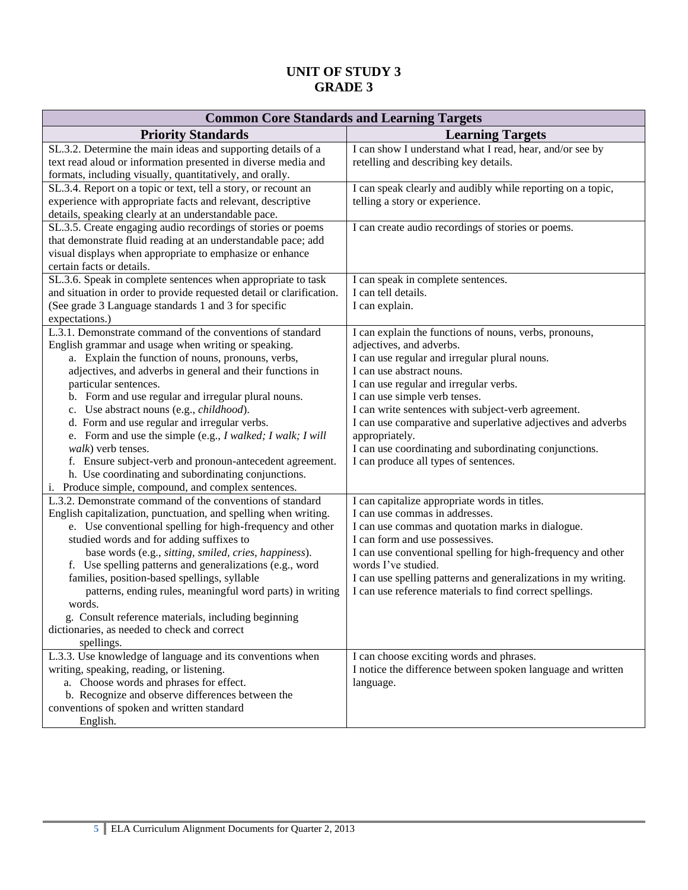# UNIT OF STUDY 3
# GRADE 3

| Common Core Standards and Learning Targets | |
|---|---|
| **Priority Standards** | **Learning Targets** |
| SL.3.2. Determine the main ideas and supporting details of a text read aloud or information presented in diverse media and formats, including visually, quantitatively, and orally. | I can show I understand what I read, hear, and/or see by retelling and describing key details. |
| SL.3.4. Report on a topic or text, tell a story, or recount an experience with appropriate facts and relevant, descriptive details, speaking clearly at an understandable pace. | I can speak clearly and audibly while reporting on a topic, telling a story or experience. |
| SL.3.5. Create engaging audio recordings of stories or poems that demonstrate fluid reading at an understandable pace; add visual displays when appropriate to emphasize or enhance certain facts or details. | I can create audio recordings of stories or poems. |
| SL.3.6. Speak in complete sentences when appropriate to task and situation in order to provide requested detail or clarification. (See grade 3 Language standards 1 and 3 for specific expectations.) | I can speak in complete sentences.<br>I can tell details.<br>I can explain. |
| L.3.1. Demonstrate command of the conventions of standard English grammar and usage when writing or speaking.<br>a. Explain the function of nouns, pronouns, verbs, adjectives, and adverbs in general and their functions in particular sentences.<br>b. Form and use regular and irregular plural nouns.<br>c. Use abstract nouns (e.g., *childhood*).<br>d. Form and use regular and irregular verbs.<br>e. Form and use the simple (e.g., *I walked; I walk; I will walk*) verb tenses.<br>f. Ensure subject-verb and pronoun-antecedent agreement.<br>h. Use coordinating and subordinating conjunctions.<br>i. Produce simple, compound, and complex sentences. | I can explain the functions of nouns, verbs, pronouns, adjectives, and adverbs.<br>I can use regular and irregular plural nouns.<br>I can use abstract nouns.<br>I can use regular and irregular verbs.<br>I can use simple verb tenses.<br>I can write sentences with subject-verb agreement.<br>I can use comparative and superlative adjectives and adverbs appropriately.<br>I can use coordinating and subordinating conjunctions.<br>I can produce all types of sentences. |
| L.3.2. Demonstrate command of the conventions of standard English capitalization, punctuation, and spelling when writing.<br>e. Use conventional spelling for high-frequency and other studied words and for adding suffixes to base words (e.g., *sitting, smiled, cries, happiness*).<br>f. Use spelling patterns and generalizations (e.g., word families, position-based spellings, syllable patterns, ending rules, meaningful word parts) in writing words.<br>g. Consult reference materials, including beginning dictionaries, as needed to check and correct spellings. | I can capitalize appropriate words in titles.<br>I can use commas in addresses.<br>I can use commas and quotation marks in dialogue.<br>I can form and use possessives.<br>I can use conventional spelling for high-frequency and other words I've studied.<br>I can use spelling patterns and generalizations in my writing.<br>I can use reference materials to find correct spellings. |
| L.3.3. Use knowledge of language and its conventions when writing, speaking, reading, or listening.<br>a. Choose words and phrases for effect.<br>b. Recognize and observe differences between the conventions of spoken and written standard English. | I can choose exciting words and phrases.<br>I notice the difference between spoken language and written language. |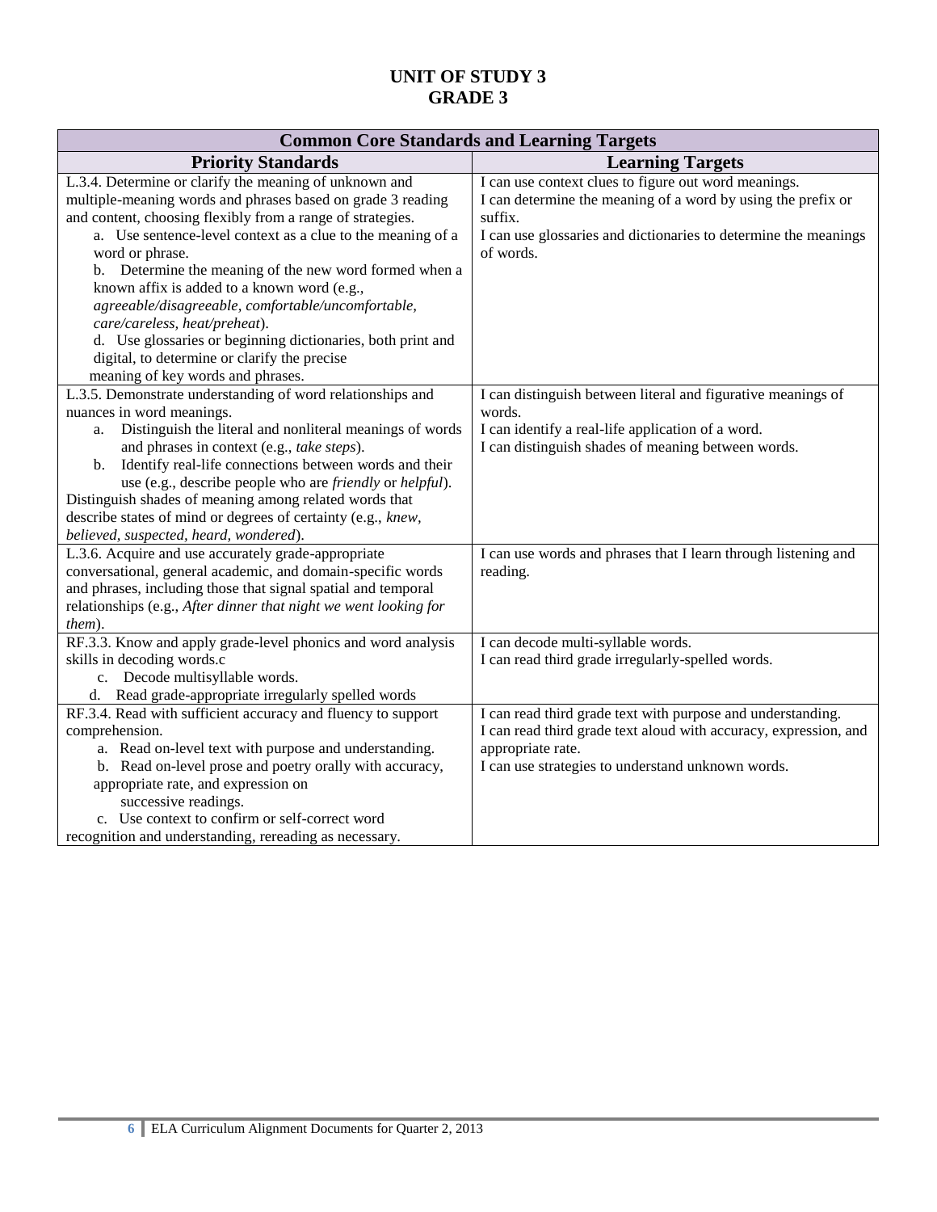# UNIT OF STUDY 3
# GRADE 3

| Common Core Standards and Learning Targets | |
|---|---|
| **Priority Standards** | **Learning Targets** |
| L.3.4. Determine or clarify the meaning of unknown and multiple-meaning words and phrases based on grade 3 reading and content, choosing flexibly from a range of strategies.<br>a. Use sentence-level context as a clue to the meaning of a word or phrase.<br>b. Determine the meaning of the new word formed when a known affix is added to a known word (e.g., *agreeable/disagreeable, comfortable/uncomfortable, care/careless, heat/preheat*).<br>d. Use glossaries or beginning dictionaries, both print and digital, to determine or clarify the precise meaning of key words and phrases. | I can use context clues to figure out word meanings.<br>I can determine the meaning of a word by using the prefix or suffix.<br>I can use glossaries and dictionaries to determine the meanings of words. |
| L.3.5. Demonstrate understanding of word relationships and nuances in word meanings.<br>a. Distinguish the literal and nonliteral meanings of words and phrases in context (e.g., *take steps*).<br>b. Identify real-life connections between words and their use (e.g., describe people who are *friendly* or *helpful*).<br>Distinguish shades of meaning among related words that describe states of mind or degrees of certainty (e.g., *knew, believed, suspected, heard, wondered*). | I can distinguish between literal and figurative meanings of words.<br>I can identify a real-life application of a word.<br>I can distinguish shades of meaning between words. |
| L.3.6. Acquire and use accurately grade-appropriate conversational, general academic, and domain-specific words and phrases, including those that signal spatial and temporal relationships (e.g., *After dinner that night we went looking for them*). | I can use words and phrases that I learn through listening and reading. |
| RF.3.3. Know and apply grade-level phonics and word analysis skills in decoding words.c<br>c. Decode multisyllable words.<br>d. Read grade-appropriate irregularly spelled words | I can decode multi-syllable words.<br>I can read third grade irregularly-spelled words. |
| RF.3.4. Read with sufficient accuracy and fluency to support comprehension.<br>a. Read on-level text with purpose and understanding.<br>b. Read on-level prose and poetry orally with accuracy, appropriate rate, and expression on successive readings.<br>c. Use context to confirm or self-correct word recognition and understanding, rereading as necessary. | I can read third grade text with purpose and understanding.<br>I can read third grade text aloud with accuracy, expression, and appropriate rate.<br>I can use strategies to understand unknown words. |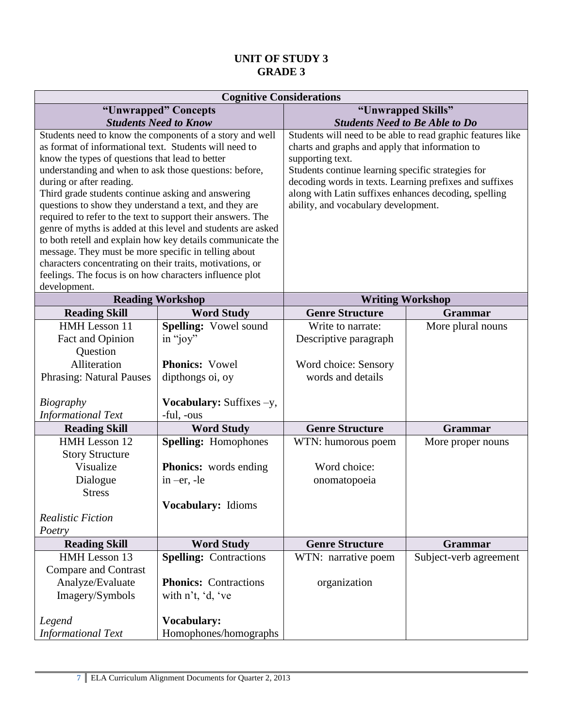# UNIT OF STUDY 3
# GRADE 3

| Cognitive Considerations | | | |
|---|---|---|---|
| **"Unwrapped" Concepts** ***Students Need to Know*** | | **"Unwrapped Skills"** ***Students Need to Be Able to Do*** | |
| Students need to know the components of a story and well as format of informational text. Students will need to know the types of questions that lead to better understanding and when to ask those questions: before, during or after reading. Third grade students continue asking and answering questions to show they understand a text, and they are required to refer to the text to support their answers. The genre of myths is added at this level and students are asked to both retell and explain how key details communicate the message. They must be more specific in telling about characters concentrating on their traits, motivations, or feelings. The focus is on how characters influence plot development. | | Students will need to be able to read graphic features like charts and graphs and apply that information to supporting text. Students continue learning specific strategies for decoding words in texts. Learning prefixes and suffixes along with Latin suffixes enhances decoding, spelling ability, and vocabulary development. | |
| **Reading Workshop** | | **Writing Workshop** | |
| **Reading Skill** | **Word Study** | **Genre Structure** | **Grammar** |
| HMH Lesson 11<br>Fact and Opinion<br>Question<br>Alliteration<br>Phrasing: Natural Pauses<br><br>*Biography*<br>*Informational Text* | **Spelling:** Vowel sound in "joy"<br><br>**Phonics:** Vowel dipthongs oi, oy<br><br>**Vocabulary:** Suffixes –y, -ful, -ous | Write to narrate: Descriptive paragraph<br><br>Word choice: Sensory words and details | More plural nouns |
| **Reading Skill** | **Word Study** | **Genre Structure** | **Grammar** |
| HMH Lesson 12<br>Story Structure<br>Visualize<br>Dialogue<br>Stress<br><br>*Realistic Fiction*<br>*Poetry* | **Spelling:** Homophones<br><br>**Phonics:** words ending in –er, -le<br><br>**Vocabulary:** Idioms | WTN: humorous poem<br><br>Word choice: onomatopoeia | More proper nouns |
| **Reading Skill** | **Word Study** | **Genre Structure** | **Grammar** |
| HMH Lesson 13<br>Compare and Contrast<br>Analyze/Evaluate<br>Imagery/Symbols<br><br>*Legend*<br>*Informational Text* | **Spelling:** Contractions<br><br>**Phonics:** Contractions with n't, 'd, 've<br><br>**Vocabulary:** Homophones/homographs | WTN: narrative poem<br><br>organization | Subject-verb agreement |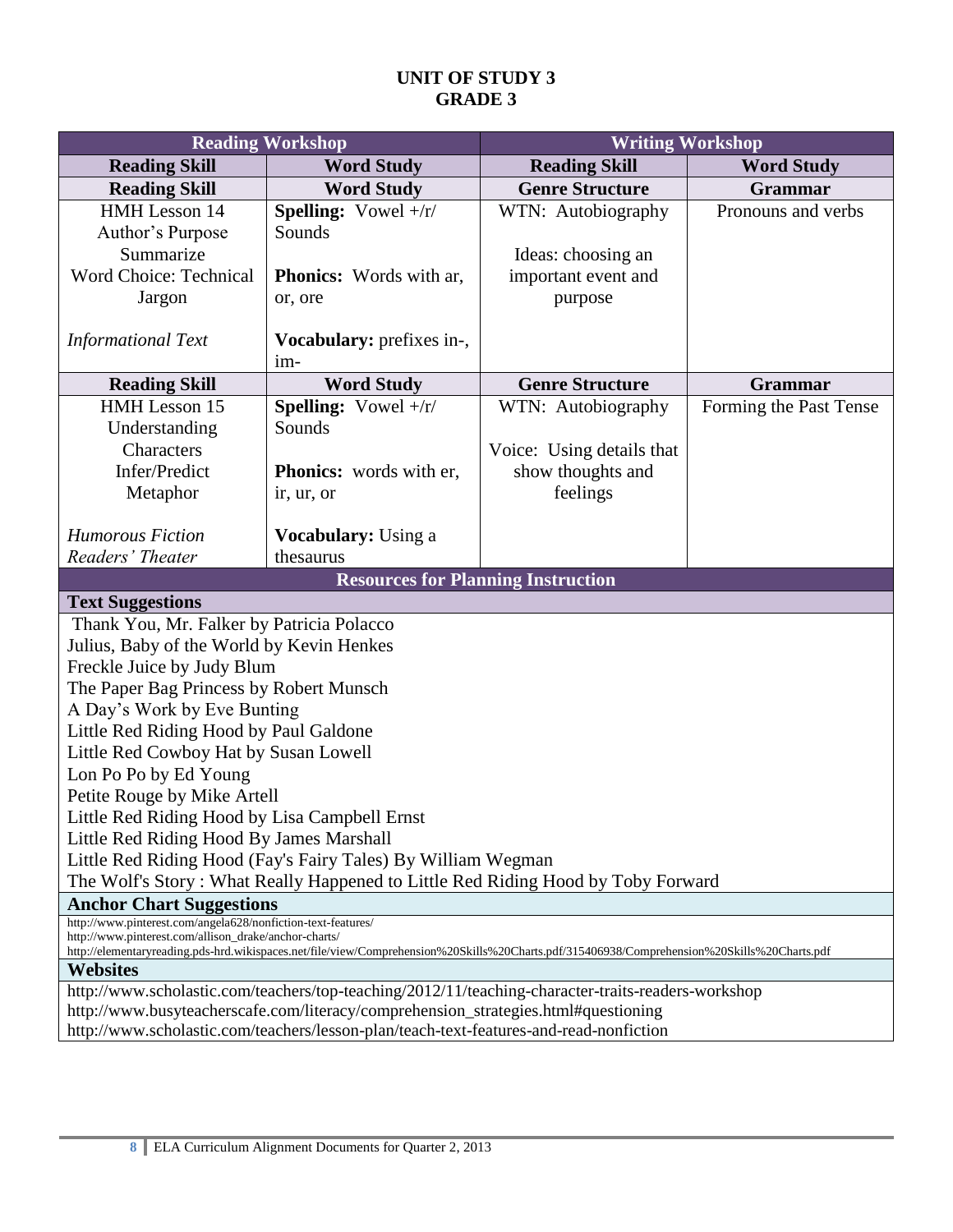# UNIT OF STUDY 3
# GRADE 3

| Reading Workshop | | Writing Workshop | |
|---|---|---|---|
| **Reading Skill** | **Word Study** | **Reading Skill** | **Word Study** |
| **Reading Skill** | **Word Study** | **Genre Structure** | **Grammar** |
| HMH Lesson 14<br>Author's Purpose<br>Summarize<br>Word Choice: Technical Jargon<br><br>*Informational Text* | **Spelling:** Vowel +/r/ Sounds<br><br>**Phonics:** Words with ar, or, ore<br><br>**Vocabulary:** prefixes in-, im- | WTN: Autobiography<br><br>Ideas: choosing an important event and purpose | Pronouns and verbs |
| **Reading Skill** | **Word Study** | **Genre Structure** | **Grammar** |
| HMH Lesson 15<br>Understanding Characters<br>Infer/Predict<br>Metaphor<br><br>*Humorous Fiction*<br>*Readers' Theater* | **Spelling:** Vowel +/r/ Sounds<br><br>**Phonics:** words with er, ir, ur, or<br><br>**Vocabulary:** Using a thesaurus | WTN: Autobiography<br><br>Voice: Using details that show thoughts and feelings | Forming the Past Tense |

## Resources for Planning Instruction

### Text Suggestions

Thank You, Mr. Falker by Patricia Polacco
Julius, Baby of the World by Kevin Henkes
Freckle Juice by Judy Blum
The Paper Bag Princess by Robert Munsch
A Day's Work by Eve Bunting
Little Red Riding Hood by Paul Galdone
Little Red Cowboy Hat by Susan Lowell
Lon Po Po by Ed Young
Petite Rouge by Mike Artell
Little Red Riding Hood by Lisa Campbell Ernst
Little Red Riding Hood By James Marshall
Little Red Riding Hood (Fay's Fairy Tales) By William Wegman
The Wolf's Story : What Really Happened to Little Red Riding Hood by Toby Forward

### Anchor Chart Suggestions

http://www.pinterest.com/angela628/nonfiction-text-features/
http://www.pinterest.com/allison_drake/anchor-charts/
http://elementaryreading.pds-hrd.wikispaces.net/file/view/Comprehension%20Skills%20Charts.pdf/315406938/Comprehension%20Skills%20Charts.pdf

### Websites

http://www.scholastic.com/teachers/top-teaching/2012/11/teaching-character-traits-readers-workshop
http://www.busyteacherscafe.com/literacy/comprehension_strategies.html#questioning
http://www.scholastic.com/teachers/lesson-plan/teach-text-features-and-read-nonfiction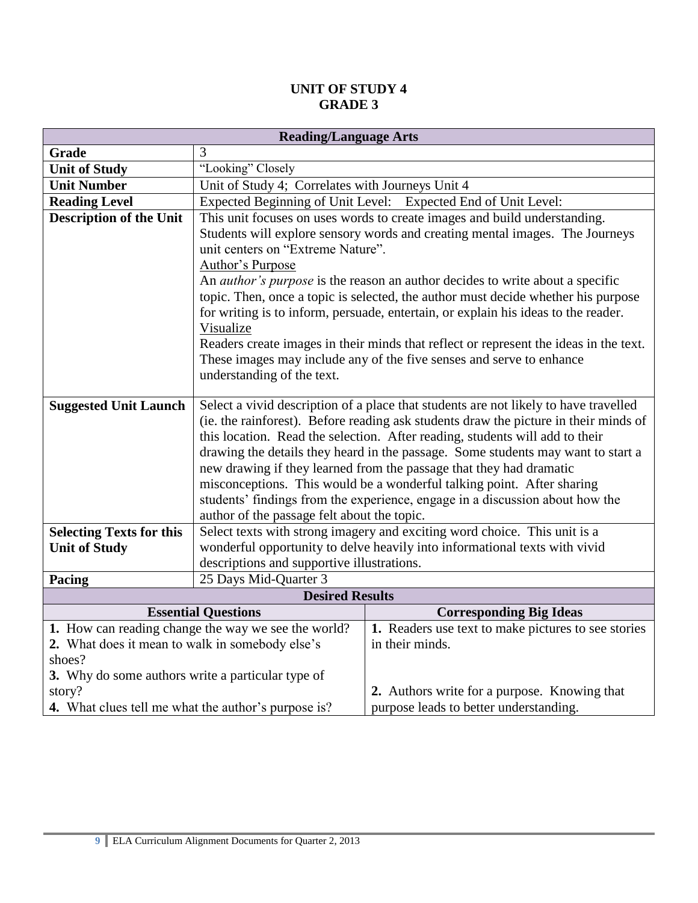# UNIT OF STUDY 4
# GRADE 3

| Reading/Language Arts | |
|---|---|
| **Grade** | 3 |
| **Unit of Study** | "Looking" Closely |
| **Unit Number** | Unit of Study 4; Correlates with Journeys Unit 4 |
| **Reading Level** | Expected Beginning of Unit Level: Expected End of Unit Level: |
| **Description of the Unit** | This unit focuses on uses words to create images and build understanding. Students will explore sensory words and creating mental images. The Journeys unit centers on "Extreme Nature".<br>Author's Purpose<br>An *author's purpose* is the reason an author decides to write about a specific topic. Then, once a topic is selected, the author must decide whether his purpose for writing is to inform, persuade, entertain, or explain his ideas to the reader.<br>Visualize<br>Readers create images in their minds that reflect or represent the ideas in the text. These images may include any of the five senses and serve to enhance understanding of the text. |
| **Suggested Unit Launch** | Select a vivid description of a place that students are not likely to have travelled (ie. the rainforest). Before reading ask students draw the picture in their minds of this location. Read the selection. After reading, students will add to their drawing the details they heard in the passage. Some students may want to start a new drawing if they learned from the passage that they had dramatic misconceptions. This would be a wonderful talking point. After sharing students' findings from the experience, engage in a discussion about how the author of the passage felt about the topic. |
| **Selecting Texts for this Unit of Study** | Select texts with strong imagery and exciting word choice. This unit is a wonderful opportunity to delve heavily into informational texts with vivid descriptions and supportive illustrations. |
| **Pacing** | 25 Days Mid-Quarter 3 |

| Desired Results | |
|---|---|
| **Essential Questions** | **Corresponding Big Ideas** |
| **1.** How can reading change the way we see the world?<br>**2.** What does it mean to walk in somebody else's shoes?<br>**3.** Why do some authors write a particular type of story?<br>**4.** What clues tell me what the author's purpose is? | **1.** Readers use text to make pictures to see stories in their minds.<br><br>**2.** Authors write for a purpose. Knowing that purpose leads to better understanding. |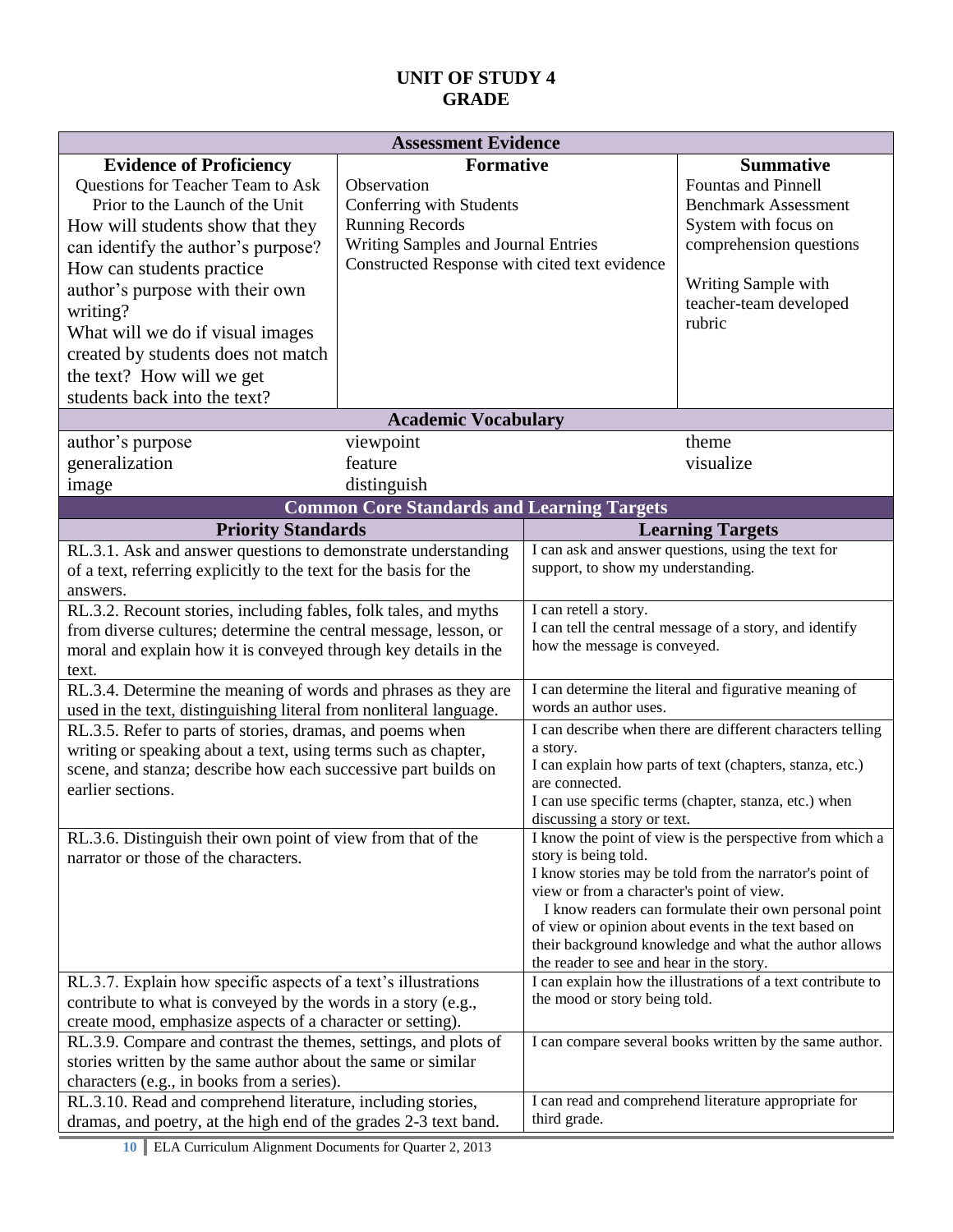# UNIT OF STUDY 4
# GRADE

| Assessment Evidence | | |
|---|---|---|
| **Evidence of Proficiency** | **Formative** | **Summative** |
| Questions for Teacher Team to Ask Prior to the Launch of the Unit<br>How will students show that they can identify the author's purpose?<br>How can students practice author's purpose with their own writing?<br>What will we do if visual images created by students does not match the text? How will we get students back into the text? | Observation<br>Conferring with Students<br>Running Records<br>Writing Samples and Journal Entries<br>Constructed Response with cited text evidence | Fountas and Pinnell Benchmark Assessment System with focus on comprehension questions<br><br>Writing Sample with teacher-team developed rubric |

| Academic Vocabulary | | |
|---|---|---|
| author's purpose | viewpoint | theme |
| generalization | feature | visualize |
| image | distinguish | |

| Common Core Standards and Learning Targets | |
|---|---|
| **Priority Standards** | **Learning Targets** |
| RL.3.1. Ask and answer questions to demonstrate understanding of a text, referring explicitly to the text for the basis for the answers. | I can ask and answer questions, using the text for support, to show my understanding. |
| RL.3.2. Recount stories, including fables, folk tales, and myths from diverse cultures; determine the central message, lesson, or moral and explain how it is conveyed through key details in the text. | I can retell a story.<br>I can tell the central message of a story, and identify how the message is conveyed. |
| RL.3.4. Determine the meaning of words and phrases as they are used in the text, distinguishing literal from nonliteral language. | I can determine the literal and figurative meaning of words an author uses. |
| RL.3.5. Refer to parts of stories, dramas, and poems when writing or speaking about a text, using terms such as chapter, scene, and stanza; describe how each successive part builds on earlier sections. | I can describe when there are different characters telling a story.<br>I can explain how parts of text (chapters, stanza, etc.) are connected.<br>I can use specific terms (chapter, stanza, etc.) when discussing a story or text. |
| RL.3.6. Distinguish their own point of view from that of the narrator or those of the characters. | I know the point of view is the perspective from which a story is being told.<br>I know stories may be told from the narrator's point of view or from a character's point of view.<br>I know readers can formulate their own personal point of view or opinion about events in the text based on their background knowledge and what the author allows the reader to see and hear in the story. |
| RL.3.7. Explain how specific aspects of a text's illustrations contribute to what is conveyed by the words in a story (e.g., create mood, emphasize aspects of a character or setting). | I can explain how the illustrations of a text contribute to the mood or story being told. |
| RL.3.9. Compare and contrast the themes, settings, and plots of stories written by the same author about the same or similar characters (e.g., in books from a series). | I can compare several books written by the same author. |
| RL.3.10. Read and comprehend literature, including stories, dramas, and poetry, at the high end of the grades 2-3 text band. | I can read and comprehend literature appropriate for third grade. |

ELA Curriculum Alignment Documents for Quarter 2, 2013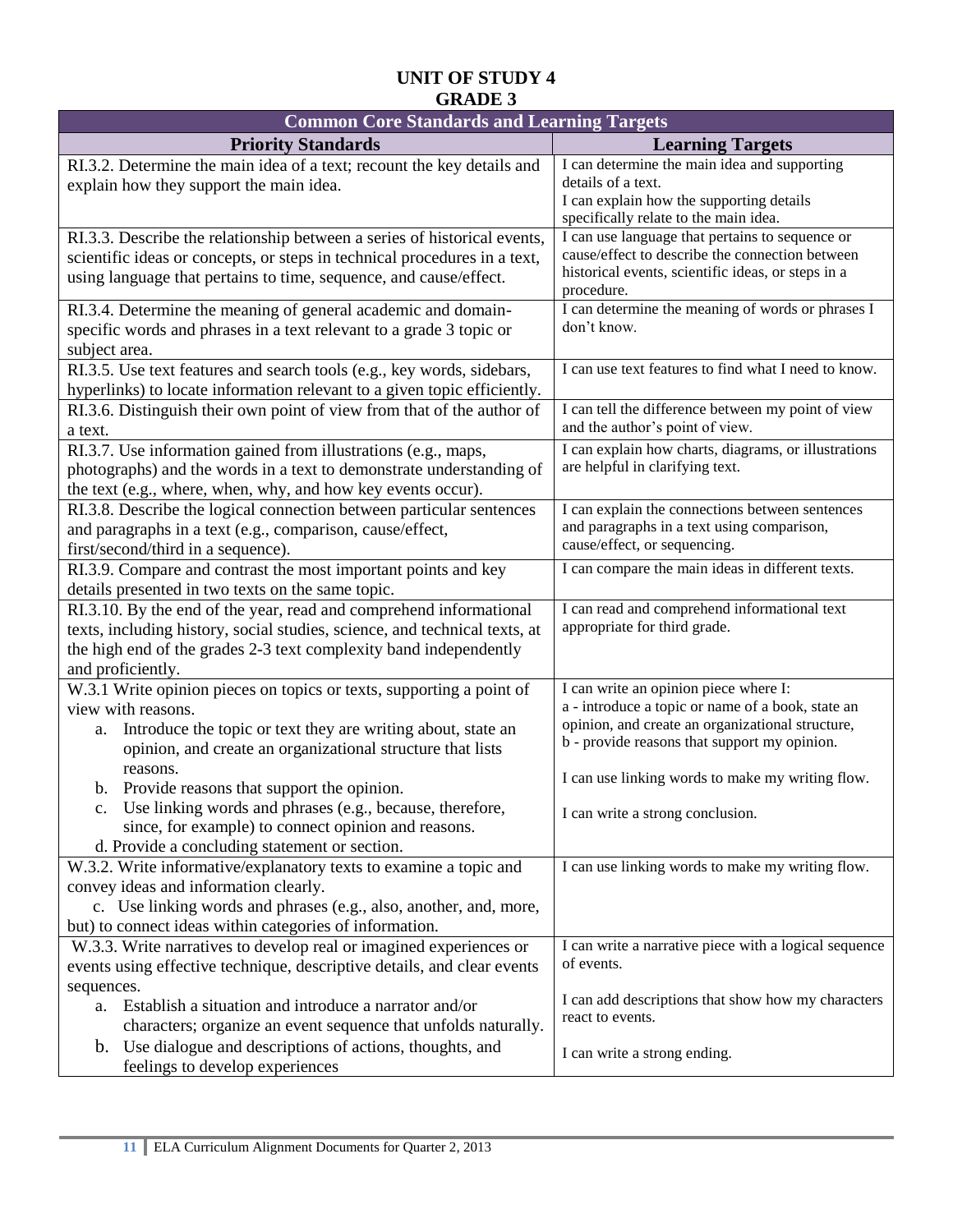# UNIT OF STUDY 4
## GRADE 3

| Common Core Standards and Learning Targets | |
|---|---|
| **Priority Standards** | **Learning Targets** |
| RI.3.2. Determine the main idea of a text; recount the key details and explain how they support the main idea. | I can determine the main idea and supporting details of a text.<br>I can explain how the supporting details specifically relate to the main idea. |
| RI.3.3. Describe the relationship between a series of historical events, scientific ideas or concepts, or steps in technical procedures in a text, using language that pertains to time, sequence, and cause/effect. | I can use language that pertains to sequence or cause/effect to describe the connection between historical events, scientific ideas, or steps in a procedure. |
| RI.3.4. Determine the meaning of general academic and domain-specific words and phrases in a text relevant to a grade 3 topic or subject area. | I can determine the meaning of words or phrases I don't know. |
| RI.3.5. Use text features and search tools (e.g., key words, sidebars, hyperlinks) to locate information relevant to a given topic efficiently. | I can use text features to find what I need to know. |
| RI.3.6. Distinguish their own point of view from that of the author of a text. | I can tell the difference between my point of view and the author's point of view. |
| RI.3.7. Use information gained from illustrations (e.g., maps, photographs) and the words in a text to demonstrate understanding of the text (e.g., where, when, why, and how key events occur). | I can explain how charts, diagrams, or illustrations are helpful in clarifying text. |
| RI.3.8. Describe the logical connection between particular sentences and paragraphs in a text (e.g., comparison, cause/effect, first/second/third in a sequence). | I can explain the connections between sentences and paragraphs in a text using comparison, cause/effect, or sequencing. |
| RI.3.9. Compare and contrast the most important points and key details presented in two texts on the same topic. | I can compare the main ideas in different texts. |
| RI.3.10. By the end of the year, read and comprehend informational texts, including history, social studies, science, and technical texts, at the high end of the grades 2-3 text complexity band independently and proficiently. | I can read and comprehend informational text appropriate for third grade. |
| W.3.1 Write opinion pieces on topics or texts, supporting a point of view with reasons.<br>a. Introduce the topic or text they are writing about, state an opinion, and create an organizational structure that lists reasons.<br>b. Provide reasons that support the opinion.<br>c. Use linking words and phrases (e.g., because, therefore, since, for example) to connect opinion and reasons.<br>d. Provide a concluding statement or section. | I can write an opinion piece where I:<br>a - introduce a topic or name of a book, state an opinion, and create an organizational structure,<br>b - provide reasons that support my opinion.<br><br>I can use linking words to make my writing flow.<br><br>I can write a strong conclusion. |
| W.3.2. Write informative/explanatory texts to examine a topic and convey ideas and information clearly.<br>c. Use linking words and phrases (e.g., also, another, and, more, but) to connect ideas within categories of information. | I can use linking words to make my writing flow. |
| W.3.3. Write narratives to develop real or imagined experiences or events using effective technique, descriptive details, and clear events sequences.<br>a. Establish a situation and introduce a narrator and/or characters; organize an event sequence that unfolds naturally.<br>b. Use dialogue and descriptions of actions, thoughts, and feelings to develop experiences | I can write a narrative piece with a logical sequence of events.<br><br>I can add descriptions that show how my characters react to events.<br><br>I can write a strong ending. |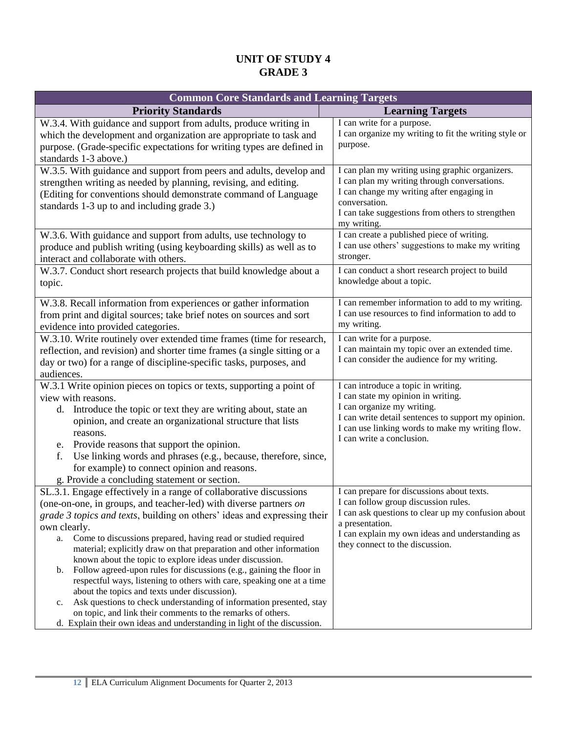# UNIT OF STUDY 4
# GRADE 3

| Common Core Standards and Learning Targets | |
|---|---|
| **Priority Standards** | **Learning Targets** |
| W.3.4. With guidance and support from adults, produce writing in which the development and organization are appropriate to task and purpose. (Grade-specific expectations for writing types are defined in standards 1-3 above.) | I can write for a purpose.<br>I can organize my writing to fit the writing style or purpose. |
| W.3.5. With guidance and support from peers and adults, develop and strengthen writing as needed by planning, revising, and editing. (Editing for conventions should demonstrate command of Language standards 1-3 up to and including grade 3.) | I can plan my writing using graphic organizers.<br>I can plan my writing through conversations.<br>I can change my writing after engaging in conversation.<br>I can take suggestions from others to strengthen my writing. |
| W.3.6. With guidance and support from adults, use technology to produce and publish writing (using keyboarding skills) as well as to interact and collaborate with others. | I can create a published piece of writing.<br>I can use others' suggestions to make my writing stronger. |
| W.3.7. Conduct short research projects that build knowledge about a topic. | I can conduct a short research project to build knowledge about a topic. |
| W.3.8. Recall information from experiences or gather information from print and digital sources; take brief notes on sources and sort evidence into provided categories. | I can remember information to add to my writing.<br>I can use resources to find information to add to my writing. |
| W.3.10. Write routinely over extended time frames (time for research, reflection, and revision) and shorter time frames (a single sitting or a day or two) for a range of discipline-specific tasks, purposes, and audiences. | I can write for a purpose.<br>I can maintain my topic over an extended time.<br>I can consider the audience for my writing. |
| W.3.1 Write opinion pieces on topics or texts, supporting a point of view with reasons.<br>d. Introduce the topic or text they are writing about, state an opinion, and create an organizational structure that lists reasons.<br>e. Provide reasons that support the opinion.<br>f. Use linking words and phrases (e.g., because, therefore, since, for example) to connect opinion and reasons.<br>g. Provide a concluding statement or section. | I can introduce a topic in writing.<br>I can state my opinion in writing.<br>I can organize my writing.<br>I can write detail sentences to support my opinion.<br>I can use linking words to make my writing flow.<br>I can write a conclusion. |
| SL.3.1. Engage effectively in a range of collaborative discussions (one-on-one, in groups, and teacher-led) with diverse partners *on grade 3 topics and texts*, building on others' ideas and expressing their own clearly.<br>a. Come to discussions prepared, having read or studied required material; explicitly draw on that preparation and other information known about the topic to explore ideas under discussion.<br>b. Follow agreed-upon rules for discussions (e.g., gaining the floor in respectful ways, listening to others with care, speaking one at a time about the topics and texts under discussion).<br>c. Ask questions to check understanding of information presented, stay on topic, and link their comments to the remarks of others.<br>d. Explain their own ideas and understanding in light of the discussion. | I can prepare for discussions about texts.<br>I can follow group discussion rules.<br>I can ask questions to clear up my confusion about a presentation.<br>I can explain my own ideas and understanding as they connect to the discussion. |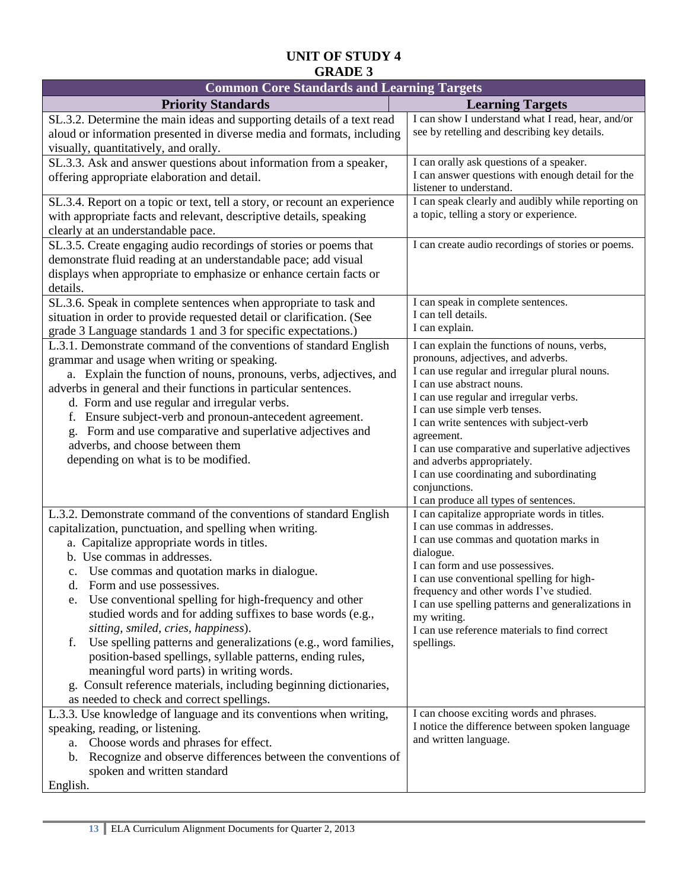# UNIT OF STUDY 4
## GRADE 3

| Common Core Standards and Learning Targets | |
|---|---|
| **Priority Standards** | **Learning Targets** |
| SL.3.2. Determine the main ideas and supporting details of a text read aloud or information presented in diverse media and formats, including visually, quantitatively, and orally. | I can show I understand what I read, hear, and/or see by retelling and describing key details. |
| SL.3.3. Ask and answer questions about information from a speaker, offering appropriate elaboration and detail. | I can orally ask questions of a speaker.<br>I can answer questions with enough detail for the listener to understand. |
| SL.3.4. Report on a topic or text, tell a story, or recount an experience with appropriate facts and relevant, descriptive details, speaking clearly at an understandable pace. | I can speak clearly and audibly while reporting on a topic, telling a story or experience. |
| SL.3.5. Create engaging audio recordings of stories or poems that demonstrate fluid reading at an understandable pace; add visual displays when appropriate to emphasize or enhance certain facts or details. | I can create audio recordings of stories or poems. |
| SL.3.6. Speak in complete sentences when appropriate to task and situation in order to provide requested detail or clarification. (See grade 3 Language standards 1 and 3 for specific expectations.) | I can speak in complete sentences.<br>I can tell details.<br>I can explain. |
| L.3.1. Demonstrate command of the conventions of standard English grammar and usage when writing or speaking.<br>a. Explain the function of nouns, pronouns, verbs, adjectives, and adverbs in general and their functions in particular sentences.<br>d. Form and use regular and irregular verbs.<br>f. Ensure subject-verb and pronoun-antecedent agreement.<br>g. Form and use comparative and superlative adjectives and adverbs, and choose between them depending on what is to be modified. | I can explain the functions of nouns, verbs, pronouns, adjectives, and adverbs.<br>I can use regular and irregular plural nouns.<br>I can use abstract nouns.<br>I can use regular and irregular verbs.<br>I can use simple verb tenses.<br>I can write sentences with subject-verb agreement.<br>I can use comparative and superlative adjectives and adverbs appropriately.<br>I can use coordinating and subordinating conjunctions.<br>I can produce all types of sentences. |
| L.3.2. Demonstrate command of the conventions of standard English capitalization, punctuation, and spelling when writing.<br>a. Capitalize appropriate words in titles.<br>b. Use commas in addresses.<br>c. Use commas and quotation marks in dialogue.<br>d. Form and use possessives.<br>e. Use conventional spelling for high-frequency and other studied words and for adding suffixes to base words (e.g., *sitting, smiled, cries, happiness*).<br>f. Use spelling patterns and generalizations (e.g., word families, position-based spellings, syllable patterns, ending rules, meaningful word parts) in writing words.<br>g. Consult reference materials, including beginning dictionaries, as needed to check and correct spellings. | I can capitalize appropriate words in titles.<br>I can use commas in addresses.<br>I can use commas and quotation marks in dialogue.<br>I can form and use possessives.<br>I can use conventional spelling for high-frequency and other words I've studied.<br>I can use spelling patterns and generalizations in my writing.<br>I can use reference materials to find correct spellings. |
| L.3.3. Use knowledge of language and its conventions when writing, speaking, reading, or listening.<br>a. Choose words and phrases for effect.<br>b. Recognize and observe differences between the conventions of spoken and written standard English. | I can choose exciting words and phrases.<br>I notice the difference between spoken language and written language. |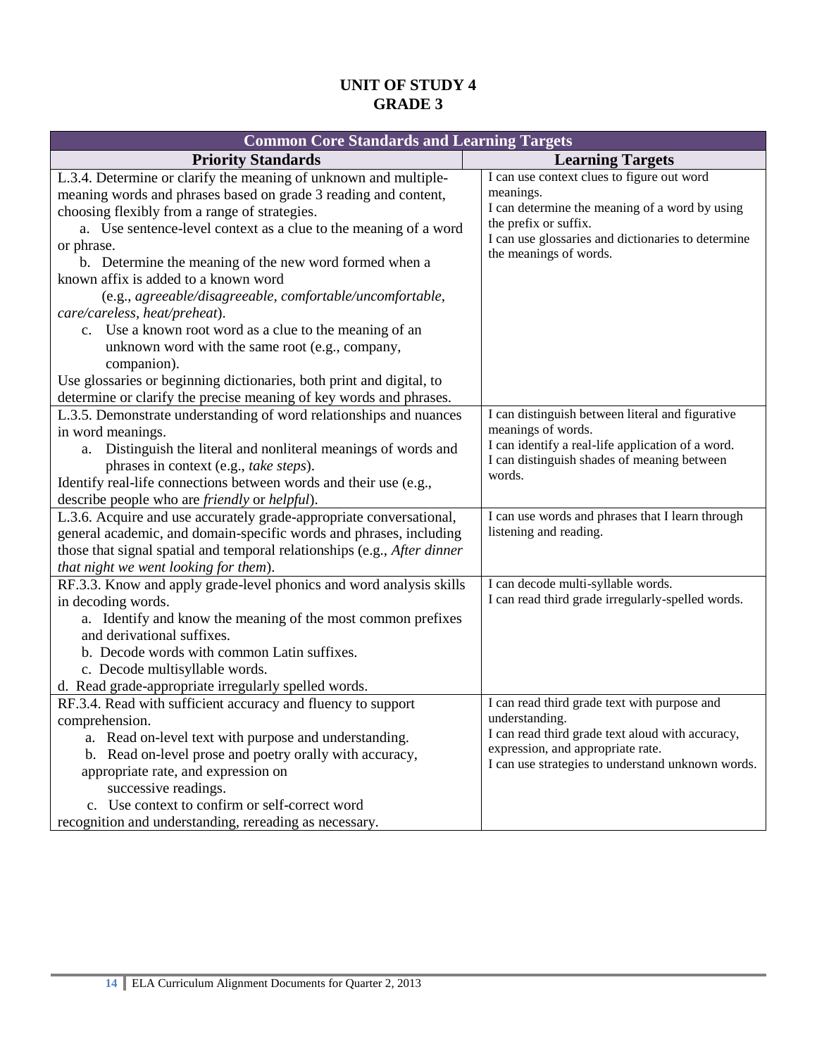# UNIT OF STUDY 4
# GRADE 3

| Common Core Standards and Learning Targets | |
|---|---|
| **Priority Standards** | **Learning Targets** |
| L.3.4. Determine or clarify the meaning of unknown and multiple-meaning words and phrases based on grade 3 reading and content, choosing flexibly from a range of strategies.<br>a. Use sentence-level context as a clue to the meaning of a word or phrase.<br>b. Determine the meaning of the new word formed when a known affix is added to a known word (e.g., *agreeable/disagreeable, comfortable/uncomfortable, care/careless, heat/preheat*).<br>c. Use a known root word as a clue to the meaning of an unknown word with the same root (e.g., company, companion).<br>Use glossaries or beginning dictionaries, both print and digital, to determine or clarify the precise meaning of key words and phrases. | I can use context clues to figure out word meanings.<br>I can determine the meaning of a word by using the prefix or suffix.<br>I can use glossaries and dictionaries to determine the meanings of words. |
| L.3.5. Demonstrate understanding of word relationships and nuances in word meanings.<br>a. Distinguish the literal and nonliteral meanings of words and phrases in context (e.g., *take steps*).<br>Identify real-life connections between words and their use (e.g., describe people who are *friendly* or *helpful*). | I can distinguish between literal and figurative meanings of words.<br>I can identify a real-life application of a word.<br>I can distinguish shades of meaning between words. |
| L.3.6. Acquire and use accurately grade-appropriate conversational, general academic, and domain-specific words and phrases, including those that signal spatial and temporal relationships (e.g., *After dinner that night we went looking for them*). | I can use words and phrases that I learn through listening and reading. |
| RF.3.3. Know and apply grade-level phonics and word analysis skills in decoding words.<br>a. Identify and know the meaning of the most common prefixes and derivational suffixes.<br>b. Decode words with common Latin suffixes.<br>c. Decode multisyllable words.<br>d. Read grade-appropriate irregularly spelled words. | I can decode multi-syllable words.<br>I can read third grade irregularly-spelled words. |
| RF.3.4. Read with sufficient accuracy and fluency to support comprehension.<br>a. Read on-level text with purpose and understanding.<br>b. Read on-level prose and poetry orally with accuracy, appropriate rate, and expression on successive readings.<br>c. Use context to confirm or self-correct word recognition and understanding, rereading as necessary. | I can read third grade text with purpose and understanding.<br>I can read third grade text aloud with accuracy, expression, and appropriate rate.<br>I can use strategies to understand unknown words. |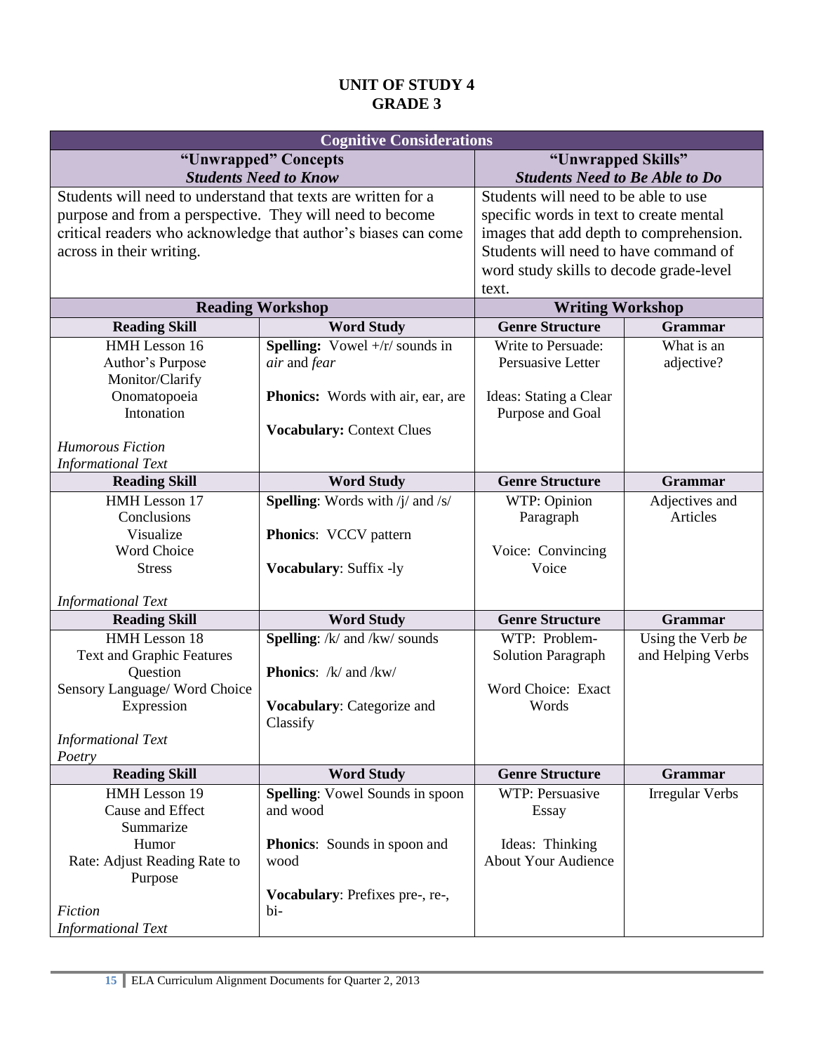# UNIT OF STUDY 4
# GRADE 3

| Cognitive Considerations | | | |
|---|---|---|---|
| **"Unwrapped" Concepts** ***Students Need to Know*** | | **"Unwrapped Skills"** ***Students Need to Be Able to Do*** | |
| Students will need to understand that texts are written for a purpose and from a perspective. They will need to become critical readers who acknowledge that author's biases can come across in their writing. | | Students will need to be able to use specific words in text to create mental images that add depth to comprehension. Students will need to have command of word study skills to decode grade-level text. | |
| **Reading Workshop** | | **Writing Workshop** | |
| **Reading Skill** | **Word Study** | **Genre Structure** | **Grammar** |
| HMH Lesson 16<br>Author's Purpose<br>Monitor/Clarify<br>Onomatopoeia<br>Intonation<br><br>*Humorous Fiction*<br>*Informational Text* | **Spelling:** Vowel +/r/ sounds in *air* and *fear*<br><br>**Phonics:** Words with air, ear, are<br><br>**Vocabulary:** Context Clues | Write to Persuade: Persuasive Letter<br><br>Ideas: Stating a Clear Purpose and Goal | What is an adjective? |
| **Reading Skill** | **Word Study** | **Genre Structure** | **Grammar** |
| HMH Lesson 17<br>Conclusions<br>Visualize<br>Word Choice<br>Stress<br><br>*Informational Text* | **Spelling**: Words with /j/ and /s/<br><br>**Phonics**: VCCV pattern<br><br>**Vocabulary**: Suffix -ly | WTP: Opinion Paragraph<br><br>Voice: Convincing Voice | Adjectives and Articles |
| **Reading Skill** | **Word Study** | **Genre Structure** | **Grammar** |
| HMH Lesson 18<br>Text and Graphic Features<br>Question<br>Sensory Language/ Word Choice<br>Expression<br><br>*Informational Text*<br>*Poetry* | **Spelling**: /k/ and /kw/ sounds<br><br>**Phonics**: /k/ and /kw/<br><br>**Vocabulary**: Categorize and Classify | WTP: Problem-Solution Paragraph<br><br>Word Choice: Exact Words | Using the Verb *be* and Helping Verbs |
| **Reading Skill** | **Word Study** | **Genre Structure** | **Grammar** |
| HMH Lesson 19<br>Cause and Effect<br>Summarize<br>Humor<br>Rate: Adjust Reading Rate to Purpose<br><br>*Fiction*<br>*Informational Text* | **Spelling**: Vowel Sounds in spoon and wood<br><br>**Phonics**: Sounds in spoon and wood<br><br>**Vocabulary**: Prefixes pre-, re-, bi- | WTP: Persuasive Essay<br><br>Ideas: Thinking About Your Audience | Irregular Verbs |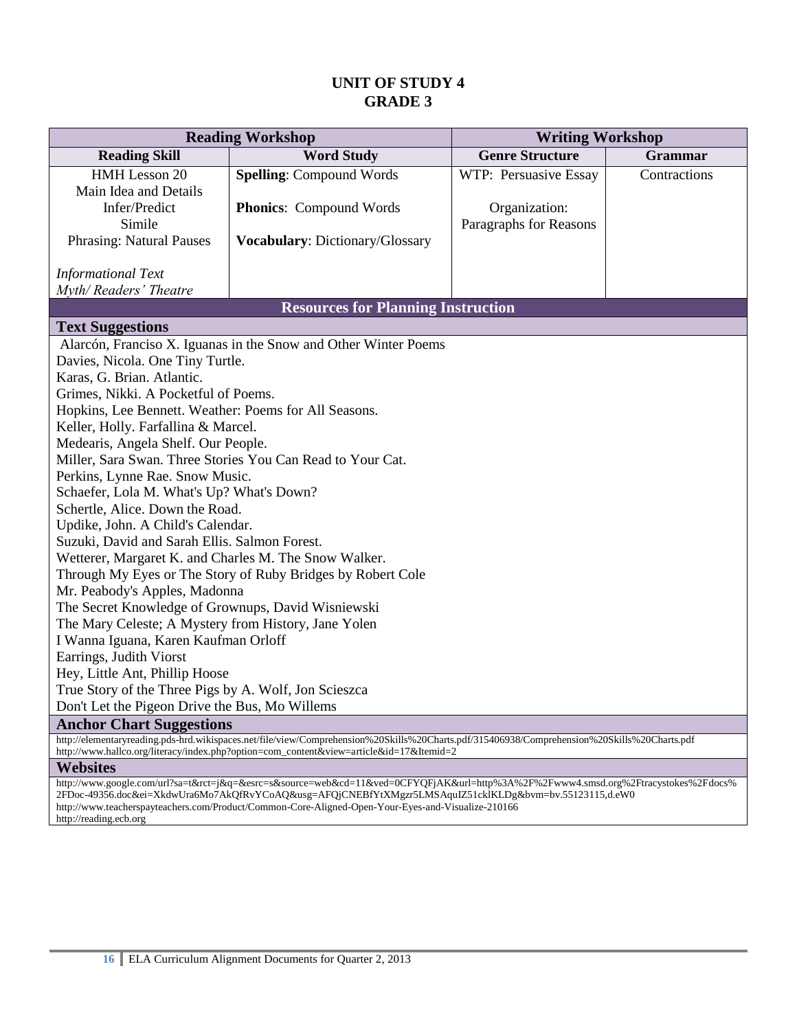# UNIT OF STUDY 4
# GRADE 3

| Reading Workshop | | Writing Workshop | |
|---|---|---|---|
| **Reading Skill** | **Word Study** | **Genre Structure** | **Grammar** |
| HMH Lesson 20<br>Main Idea and Details<br>Infer/Predict<br>Simile<br>Phrasing: Natural Pauses<br><br>*Informational Text*<br>*Myth/ Readers' Theatre* | **Spelling**: Compound Words<br><br>**Phonics**: Compound Words<br><br>**Vocabulary**: Dictionary/Glossary | WTP: Persuasive Essay<br><br>Organization:<br>Paragraphs for Reasons | Contractions |

## Resources for Planning Instruction

### Text Suggestions

Alarcón, Francisco X. Iguanas in the Snow and Other Winter Poems
Davies, Nicola. One Tiny Turtle.
Karas, G. Brian. Atlantic.
Grimes, Nikki. A Pocketful of Poems.
Hopkins, Lee Bennett. Weather: Poems for All Seasons.
Keller, Holly. Farfallina & Marcel.
Medearis, Angela Shelf. Our People.
Miller, Sara Swan. Three Stories You Can Read to Your Cat.
Perkins, Lynne Rae. Snow Music.
Schaefer, Lola M. What's Up? What's Down?
Schertle, Alice. Down the Road.
Updike, John. A Child's Calendar.
Suzuki, David and Sarah Ellis. Salmon Forest.
Wetterer, Margaret K. and Charles M. The Snow Walker.
Through My Eyes or The Story of Ruby Bridges by Robert Cole
Mr. Peabody's Apples, Madonna
The Secret Knowledge of Grownups, David Wisniewski
The Mary Celeste; A Mystery from History, Jane Yolen
I Wanna Iguana, Karen Kaufman Orloff
Earrings, Judith Viorst
Hey, Little Ant, Phillip Hoose
True Story of the Three Pigs by A. Wolf, Jon Scieszca
Don't Let the Pigeon Drive the Bus, Mo Willems

### Anchor Chart Suggestions

http://elementaryreading.pds-hrd.wikispaces.net/file/view/Comprehension%20Skills%20Charts.pdf/315406938/Comprehension%20Skills%20Charts.pdf
http://www.hallco.org/literacy/index.php?option=com_content&view=article&id=17&Itemid=2

### Websites

http://www.google.com/url?sa=t&rct=j&q=&esrc=s&source=web&cd=11&ved=0CFYQFjAK&url=http%3A%2F%2Fwww4.smsd.org%2Ftracystokes%2Fdocs%2FDoc-49356.doc&ei=XkdwUra6Mo7AkQfRvYCoAQ&usg=AFQjCNEBfYtXMgzr5LMSAquIZ51cklKLDg&bvm=bv.55123115,d.eW0
http://www.teacherspayteachers.com/Product/Common-Core-Aligned-Open-Your-Eyes-and-Visualize-210166
http://reading.ecb.org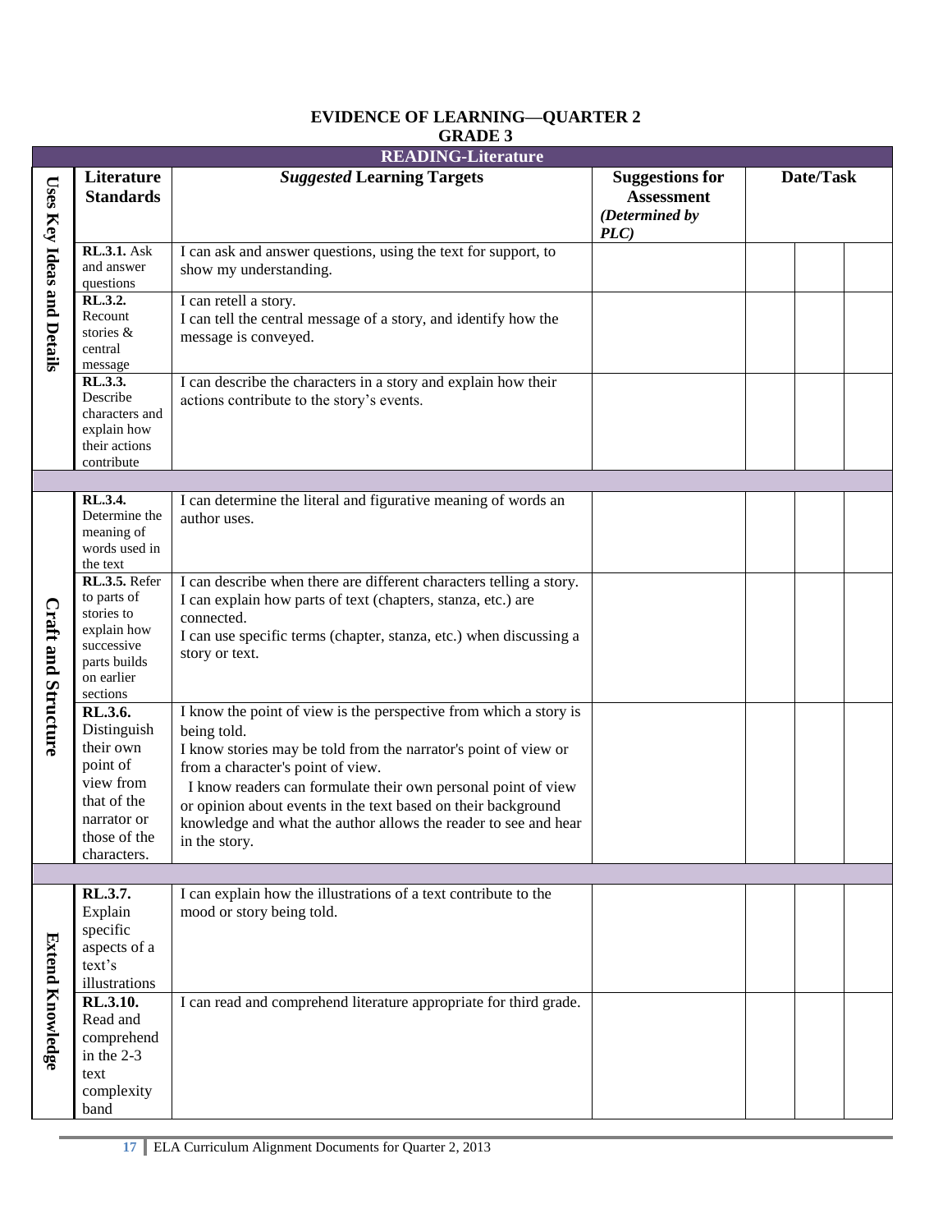## EVIDENCE OF LEARNING—QUARTER 2
## GRADE 3

| READING-Literature | | | | | | |
|---|---|---|---|---|---|---|
| | **Literature Standards** | ***Suggested* Learning Targets** | **Suggestions for Assessment *(Determined by PLC)*** | **Date/Task** | | |
| **Uses Key Ideas and Details** | **RL.3.1.** Ask and answer questions | I can ask and answer questions, using the text for support, to show my understanding. | | | | |
| | **RL.3.2.** Recount stories & central message | I can retell a story.<br>I can tell the central message of a story, and identify how the message is conveyed. | | | | |
| | **RL.3.3.** Describe characters and explain how their actions contribute | I can describe the characters in a story and explain how their actions contribute to the story's events. | | | | |
| | | | | | | |
| **Craft and Structure** | **RL.3.4.** Determine the meaning of words used in the text | I can determine the literal and figurative meaning of words an author uses. | | | | |
| | **RL.3.5.** Refer to parts of stories to explain how successive parts builds on earlier sections | I can describe when there are different characters telling a story.<br>I can explain how parts of text (chapters, stanza, etc.) are connected.<br>I can use specific terms (chapter, stanza, etc.) when discussing a story or text. | | | | |
| | **RL.3.6.** Distinguish their own point of view from that of the narrator or those of the characters. | I know the point of view is the perspective from which a story is being told.<br>I know stories may be told from the narrator's point of view or from a character's point of view.<br>I know readers can formulate their own personal point of view or opinion about events in the text based on their background knowledge and what the author allows the reader to see and hear in the story. | | | | |
| | | | | | | |
| **Extend Knowledge** | **RL.3.7.** Explain specific aspects of a text's illustrations | I can explain how the illustrations of a text contribute to the mood or story being told. | | | | |
| | **RL.3.10.** Read and comprehend in the 2-3 text complexity band | I can read and comprehend literature appropriate for third grade. | | | | |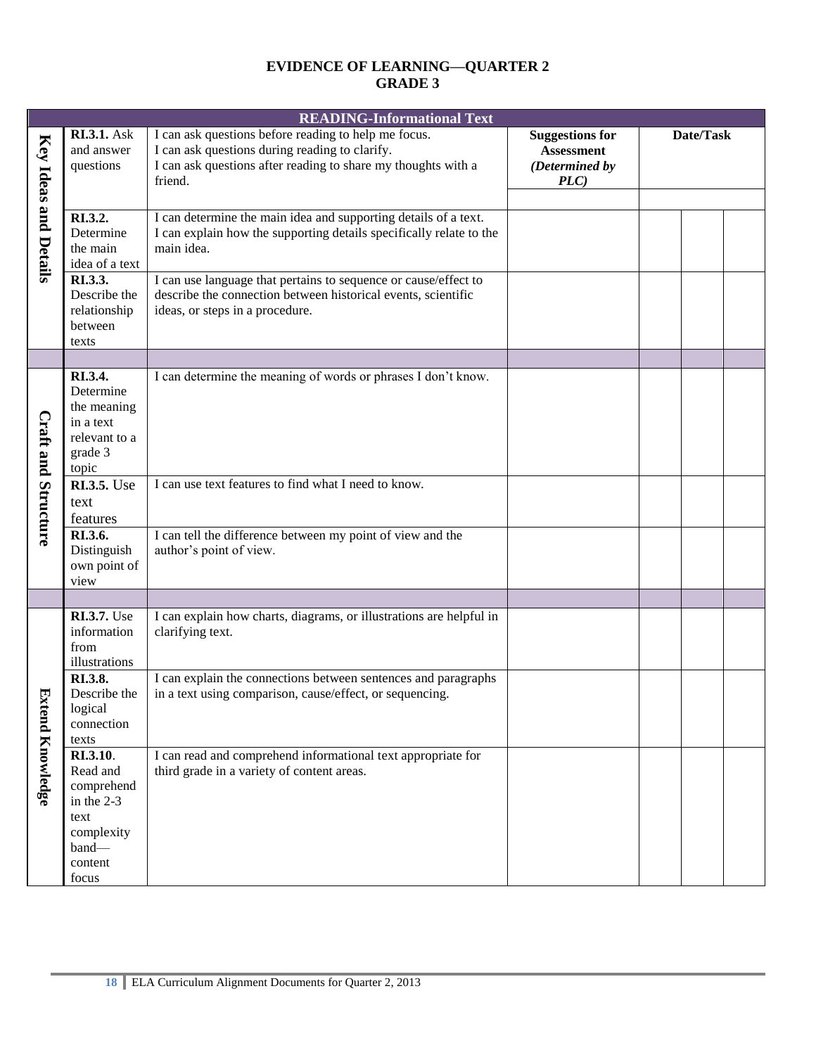# EVIDENCE OF LEARNING—QUARTER 2
# GRADE 3

| READING-Informational Text | | | | | | |
|---|---|---|---|---|---|---|
| **Key Ideas and Details** | **RI.3.1.** Ask and answer questions | I can ask questions before reading to help me focus. I can ask questions during reading to clarify. I can ask questions after reading to share my thoughts with a friend. | **Suggestions for Assessment *(Determined by PLC)*** | **Date/Task** | | |
| | **RI.3.2.** Determine the main idea of a text | I can determine the main idea and supporting details of a text. I can explain how the supporting details specifically relate to the main idea. | | | | |
| | **RI.3.3.** Describe the relationship between texts | I can use language that pertains to sequence or cause/effect to describe the connection between historical events, scientific ideas, or steps in a procedure. | | | | |
| | | | | | | |
| **Craft and Structure** | **RI.3.4.** Determine the meaning in a text relevant to a grade 3 topic | I can determine the meaning of words or phrases I don't know. | | | | |
| | **RI.3.5.** Use text features | I can use text features to find what I need to know. | | | | |
| | **RI.3.6.** Distinguish own point of view | I can tell the difference between my point of view and the author's point of view. | | | | |
| | | | | | | |
| **Extend Knowledge** | **RI.3.7.** Use information from illustrations | I can explain how charts, diagrams, or illustrations are helpful in clarifying text. | | | | |
| | **RI.3.8.** Describe the logical connection texts | I can explain the connections between sentences and paragraphs in a text using comparison, cause/effect, or sequencing. | | | | |
| | **RI.3.10**. Read and comprehend in the 2-3 text complexity band—content focus | I can read and comprehend informational text appropriate for third grade in a variety of content areas. | | | | |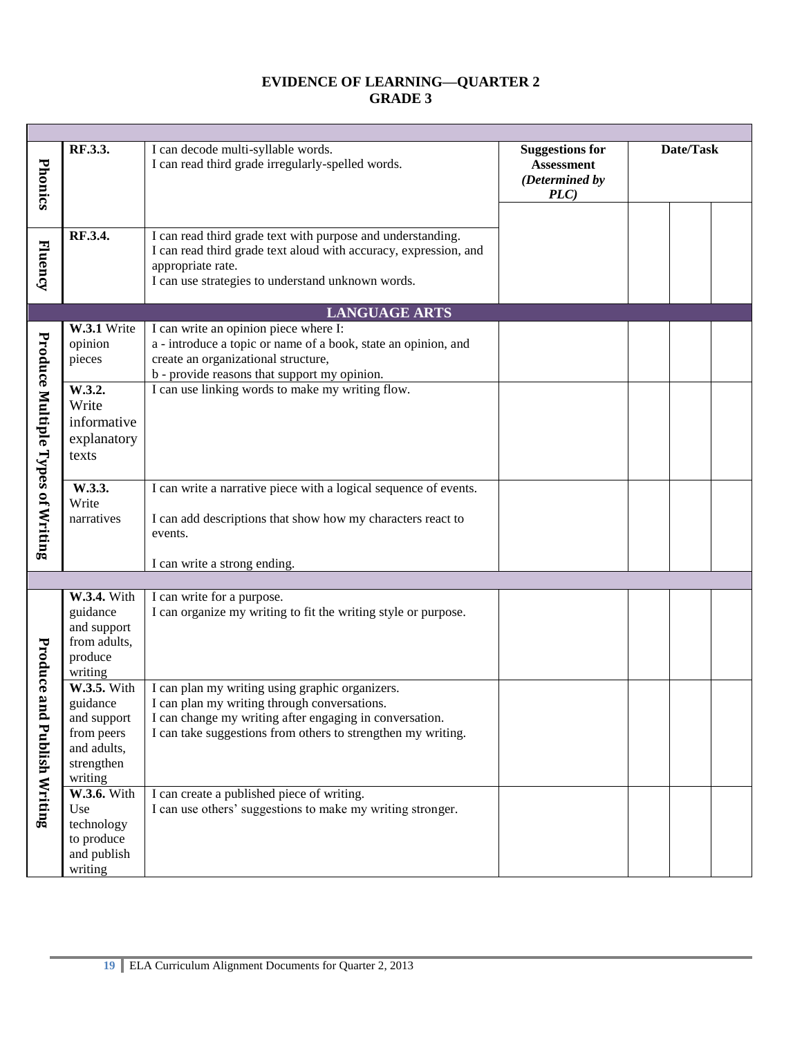# EVIDENCE OF LEARNING—QUARTER 2
## GRADE 3

| | | | Suggestions for Assessment *(Determined by PLC)* | Date/Task | | |
|---|---|---|---|---|---|---|
| **Phonics** | **RF.3.3.** | I can decode multi-syllable words.<br>I can read third grade irregularly-spelled words. | | | | |
| **Fluency** | **RF.3.4.** | I can read third grade text with purpose and understanding.<br>I can read third grade text aloud with accuracy, expression, and appropriate rate.<br>I can use strategies to understand unknown words. | | | | |
| **LANGUAGE ARTS** | | | | | | |
| **Produce Multiple Types of Writing** | **W.3.1** Write opinion pieces | I can write an opinion piece where I:<br>a - introduce a topic or name of a book, state an opinion, and create an organizational structure,<br>b - provide reasons that support my opinion. | | | | |
| | **W.3.2.** Write informative explanatory texts | I can use linking words to make my writing flow. | | | | |
| | **W.3.3.** Write narratives | I can write a narrative piece with a logical sequence of events.<br><br>I can add descriptions that show how my characters react to events.<br><br>I can write a strong ending. | | | | |
| **Produce and Publish Writing** | **W.3.4.** With guidance and support from adults, produce writing | I can write for a purpose.<br>I can organize my writing to fit the writing style or purpose. | | | | |
| | **W.3.5.** With guidance and support from peers and adults, strengthen writing | I can plan my writing using graphic organizers.<br>I can plan my writing through conversations.<br>I can change my writing after engaging in conversation.<br>I can take suggestions from others to strengthen my writing. | | | | |
| | **W.3.6.** With Use technology to produce and publish writing | I can create a published piece of writing.<br>I can use others' suggestions to make my writing stronger. | | | | |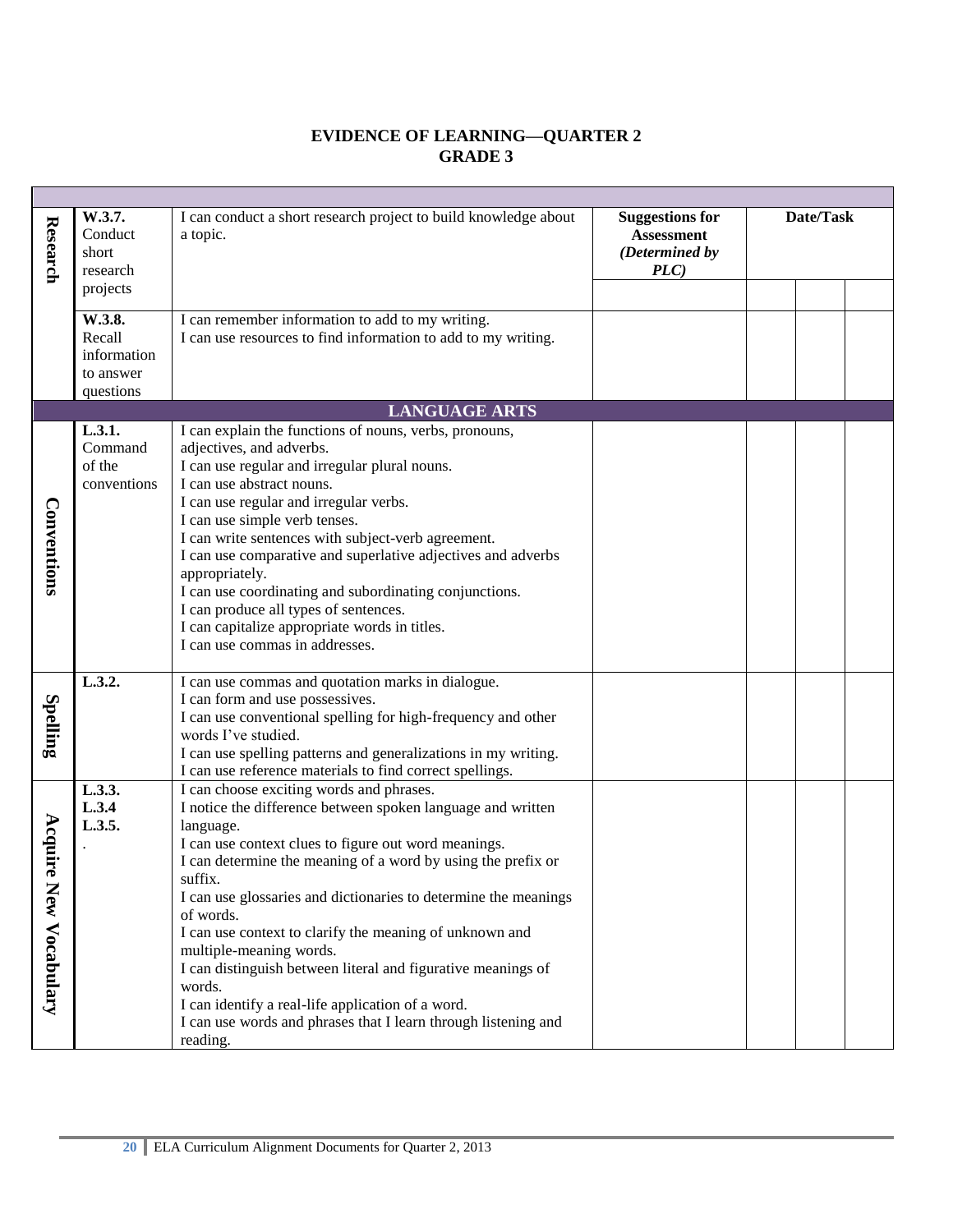# EVIDENCE OF LEARNING—QUARTER 2
## GRADE 3

| | | | | | | |
|---|---|---|---|---|---|---|
| **Research** | **W.3.7.** Conduct short research projects | I can conduct a short research project to build knowledge about a topic. | **Suggestions for Assessment** ***(Determined by PLC)*** | **Date/Task** | | |
| | | | | | | |
| | **W.3.8.** Recall information to answer questions | I can remember information to add to my writing.<br>I can use resources to find information to add to my writing. | | | | |
| **LANGUAGE ARTS** | | | | | | |
| **Conventions** | **L.3.1.** Command of the conventions | I can explain the functions of nouns, verbs, pronouns, adjectives, and adverbs.<br>I can use regular and irregular plural nouns.<br>I can use abstract nouns.<br>I can use regular and irregular verbs.<br>I can use simple verb tenses.<br>I can write sentences with subject-verb agreement.<br>I can use comparative and superlative adjectives and adverbs appropriately.<br>I can use coordinating and subordinating conjunctions.<br>I can produce all types of sentences.<br>I can capitalize appropriate words in titles.<br>I can use commas in addresses. | | | | |
| **Spelling** | **L.3.2.** | I can use commas and quotation marks in dialogue.<br>I can form and use possessives.<br>I can use conventional spelling for high-frequency and other words I've studied.<br>I can use spelling patterns and generalizations in my writing.<br>I can use reference materials to find correct spellings. | | | | |
| **Acquire New Vocabulary** | **L.3.3.**<br>**L.3.4**<br>**L.3.5.**<br>. | I can choose exciting words and phrases.<br>I notice the difference between spoken language and written language.<br>I can use context clues to figure out word meanings.<br>I can determine the meaning of a word by using the prefix or suffix.<br>I can use glossaries and dictionaries to determine the meanings of words.<br>I can use context to clarify the meaning of unknown and multiple-meaning words.<br>I can distinguish between literal and figurative meanings of words.<br>I can identify a real-life application of a word.<br>I can use words and phrases that I learn through listening and reading. | | | | |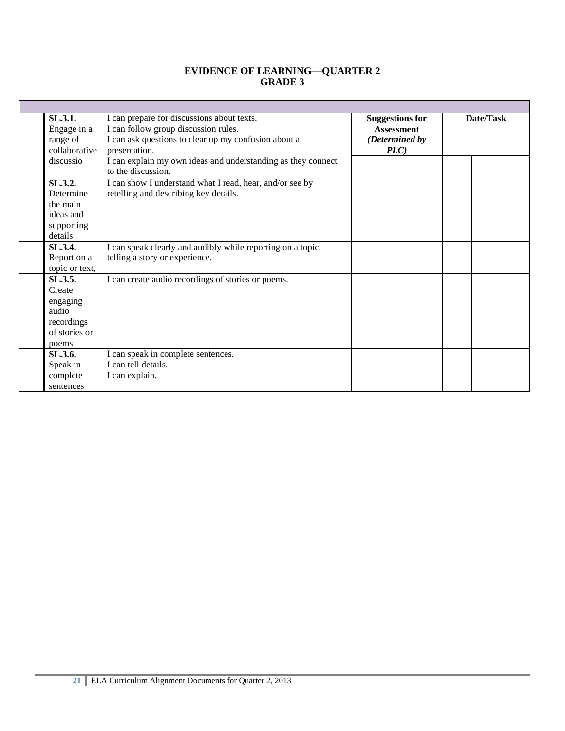# EVIDENCE OF LEARNING—QUARTER 2
# GRADE 3

| | | | | | |
|---|---|---|---|---|---|
| **SL.3.1.** Engage in a range of collaborative discussio | I can prepare for discussions about texts.<br>I can follow group discussion rules.<br>I can ask questions to clear up my confusion about a presentation.<br>I can explain my own ideas and understanding as they connect to the discussion. | **Suggestions for Assessment** ***(Determined by PLC)*** | **Date/Task** | | |
| **SL.3.2.** Determine the main ideas and supporting details | I can show I understand what I read, hear, and/or see by retelling and describing key details. | | | | |
| **SL.3.4.** Report on a topic or text, | I can speak clearly and audibly while reporting on a topic, telling a story or experience. | | | | |
| **SL.3.5.** Create engaging audio recordings of stories or poems | I can create audio recordings of stories or poems. | | | | |
| **SL.3.6.** Speak in complete sentences | I can speak in complete sentences.<br>I can tell details.<br>I can explain. | | | | |